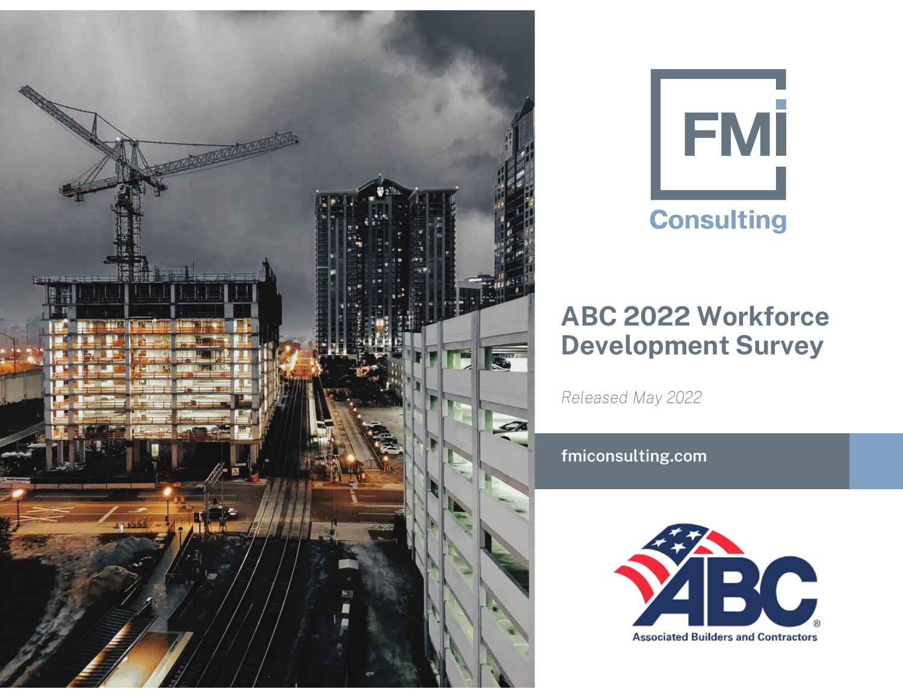FMI Consulting

# ABC 2022 Workforce Development Survey

*Released May 2022*

fmiconsulting.com

Associated Builders and Contractors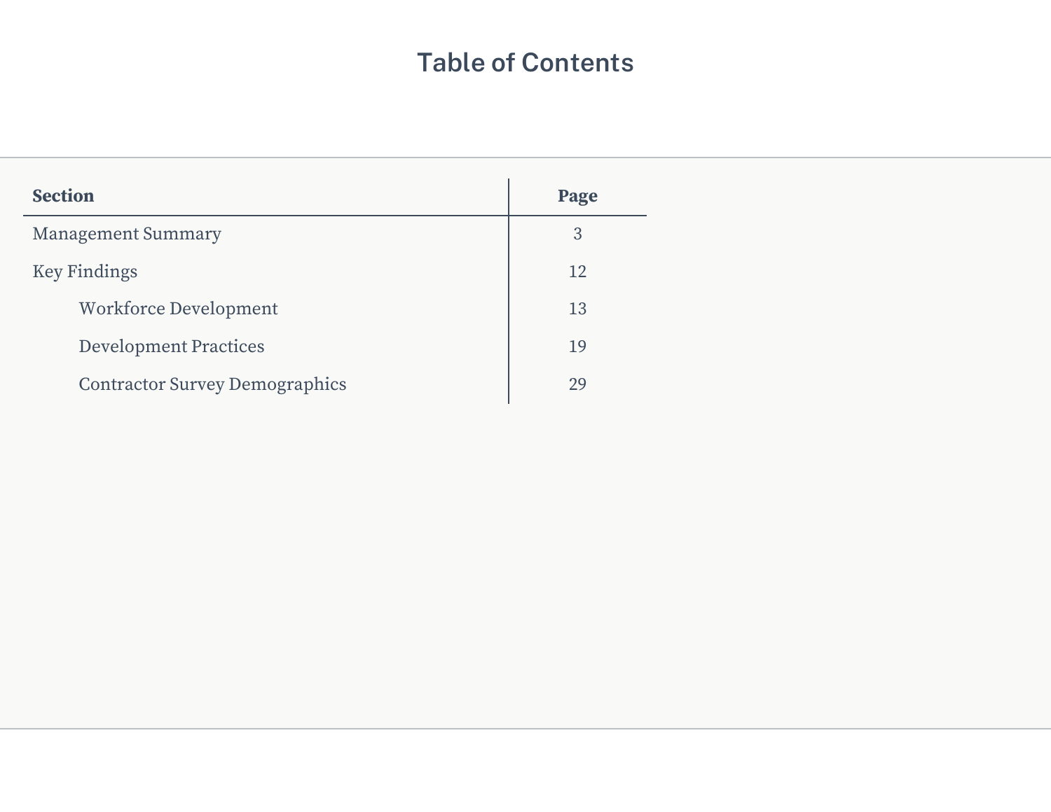# Table of Contents

| Section | Page |
|---|---|
| Management Summary | 3 |
| Key Findings | 12 |
| Workforce Development | 13 |
| Development Practices | 19 |
| Contractor Survey Demographics | 29 |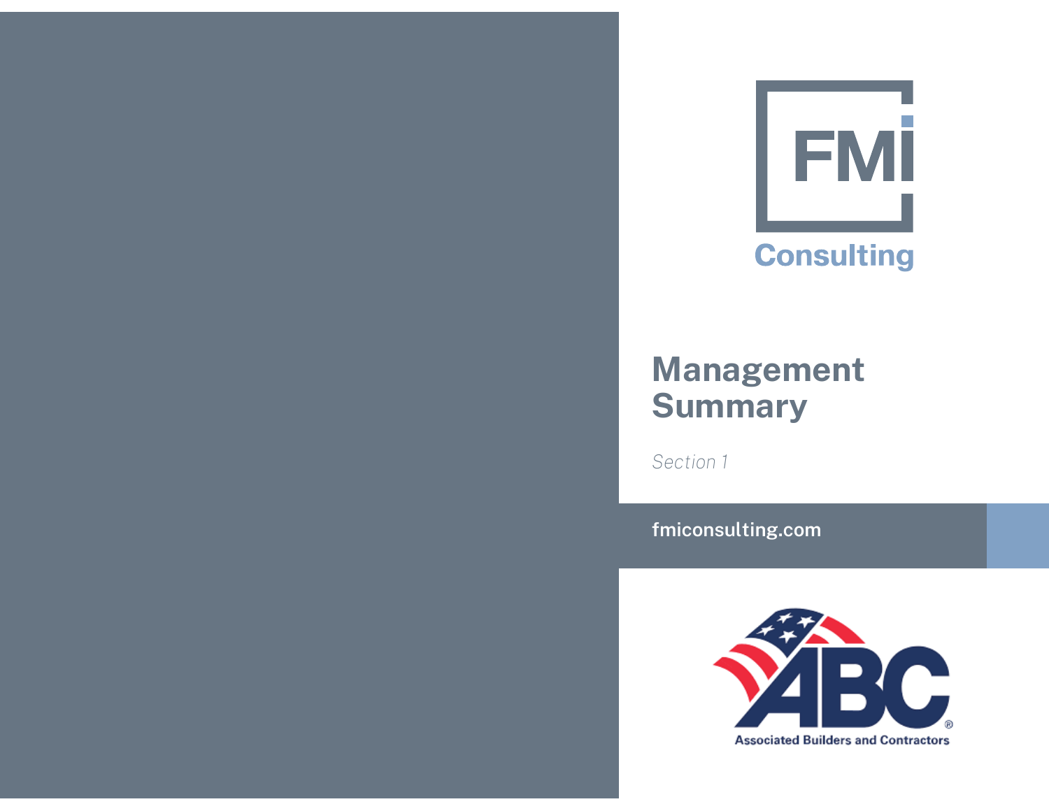FMI Consulting

# Management Summary

*Section 1*

fmiconsulting.com

Associated Builders and Contractors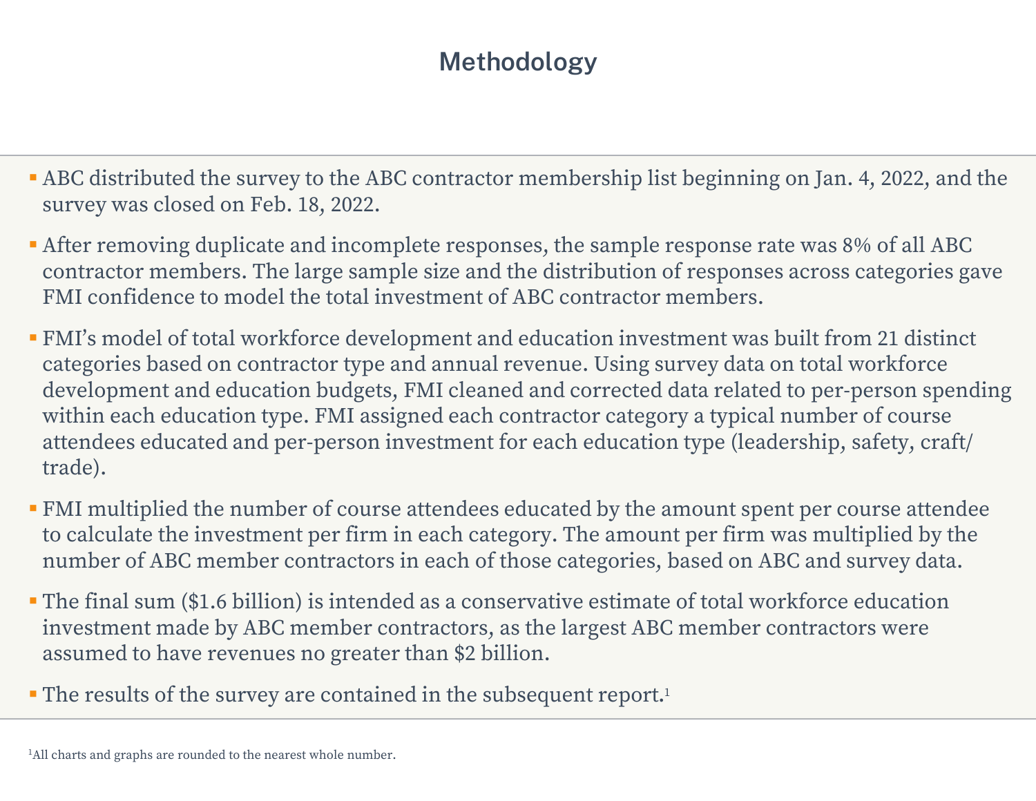# Methodology

- ABC distributed the survey to the ABC contractor membership list beginning on Jan. 4, 2022, and the survey was closed on Feb. 18, 2022.
- After removing duplicate and incomplete responses, the sample response rate was 8% of all ABC contractor members. The large sample size and the distribution of responses across categories gave FMI confidence to model the total investment of ABC contractor members.
- FMI's model of total workforce development and education investment was built from 21 distinct categories based on contractor type and annual revenue. Using survey data on total workforce development and education budgets, FMI cleaned and corrected data related to per-person spending within each education type. FMI assigned each contractor category a typical number of course attendees educated and per-person investment for each education type (leadership, safety, craft/trade).
- FMI multiplied the number of course attendees educated by the amount spent per course attendee to calculate the investment per firm in each category. The amount per firm was multiplied by the number of ABC member contractors in each of those categories, based on ABC and survey data.
- The final sum ($1.6 billion) is intended as a conservative estimate of total workforce education investment made by ABC member contractors, as the largest ABC member contractors were assumed to have revenues no greater than $2 billion.
- The results of the survey are contained in the subsequent report.[1]

[1] All charts and graphs are rounded to the nearest whole number.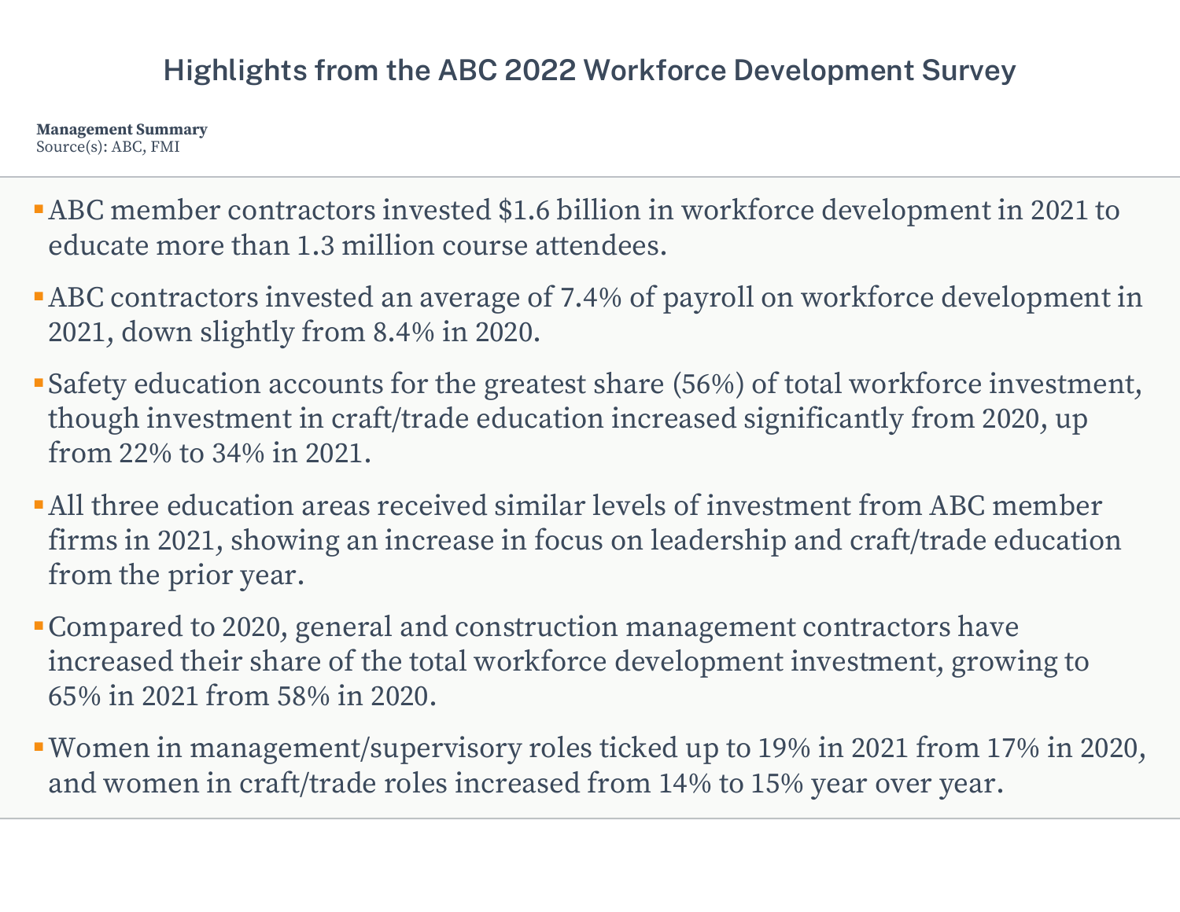# Highlights from the ABC 2022 Workforce Development Survey

**Management Summary**
Source(s): ABC, FMI

- ABC member contractors invested $1.6 billion in workforce development in 2021 to educate more than 1.3 million course attendees.
- ABC contractors invested an average of 7.4% of payroll on workforce development in 2021, down slightly from 8.4% in 2020.
- Safety education accounts for the greatest share (56%) of total workforce investment, though investment in craft/trade education increased significantly from 2020, up from 22% to 34% in 2021.
- All three education areas received similar levels of investment from ABC member firms in 2021, showing an increase in focus on leadership and craft/trade education from the prior year.
- Compared to 2020, general and construction management contractors have increased their share of the total workforce development investment, growing to 65% in 2021 from 58% in 2020.
- Women in management/supervisory roles ticked up to 19% in 2021 from 17% in 2020, and women in craft/trade roles increased from 14% to 15% year over year.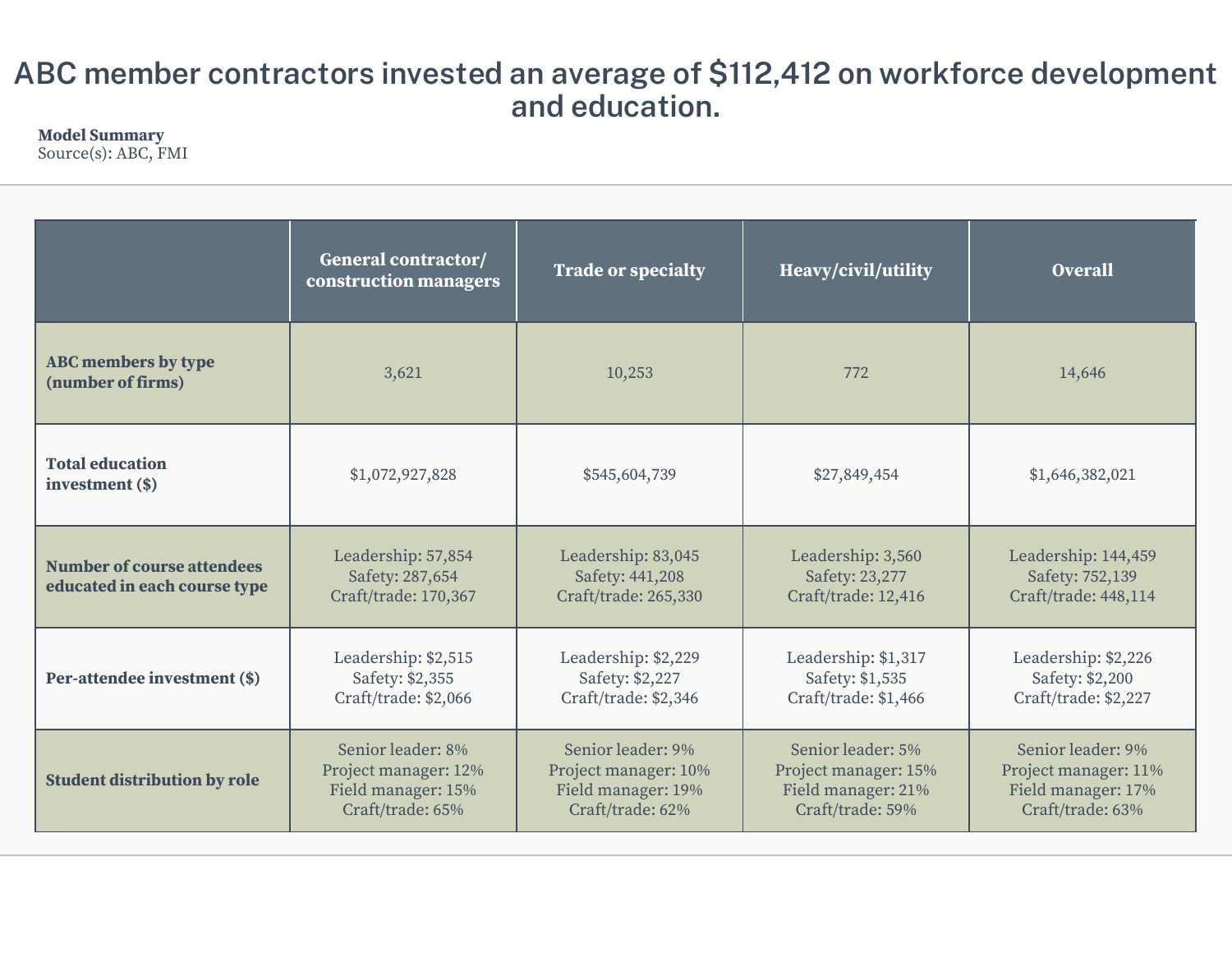# ABC member contractors invested an average of $112,412 on workforce development and education.

**Model Summary**
Source(s): ABC, FMI

| | General contractor/ construction managers | Trade or specialty | Heavy/civil/utility | Overall |
|---|---|---|---|---|
| **ABC members by type (number of firms)** | 3,621 | 10,253 | 772 | 14,646 |
| **Total education investment ($)** | $1,072,927,828 | $545,604,739 | $27,849,454 | $1,646,382,021 |
| **Number of course attendees educated in each course type** | Leadership: 57,854<br>Safety: 287,654<br>Craft/trade: 170,367 | Leadership: 83,045<br>Safety: 441,208<br>Craft/trade: 265,330 | Leadership: 3,560<br>Safety: 23,277<br>Craft/trade: 12,416 | Leadership: 144,459<br>Safety: 752,139<br>Craft/trade: 448,114 |
| **Per-attendee investment ($)** | Leadership: $2,515<br>Safety: $2,355<br>Craft/trade: $2,066 | Leadership: $2,229<br>Safety: $2,227<br>Craft/trade: $2,346 | Leadership: $1,317<br>Safety: $1,535<br>Craft/trade: $1,466 | Leadership: $2,226<br>Safety: $2,200<br>Craft/trade: $2,227 |
| **Student distribution by role** | Senior leader: 8%<br>Project manager: 12%<br>Field manager: 15%<br>Craft/trade: 65% | Senior leader: 9%<br>Project manager: 10%<br>Field manager: 19%<br>Craft/trade: 62% | Senior leader: 5%<br>Project manager: 15%<br>Field manager: 21%<br>Craft/trade: 59% | Senior leader: 9%<br>Project manager: 11%<br>Field manager: 17%<br>Craft/trade: 63% |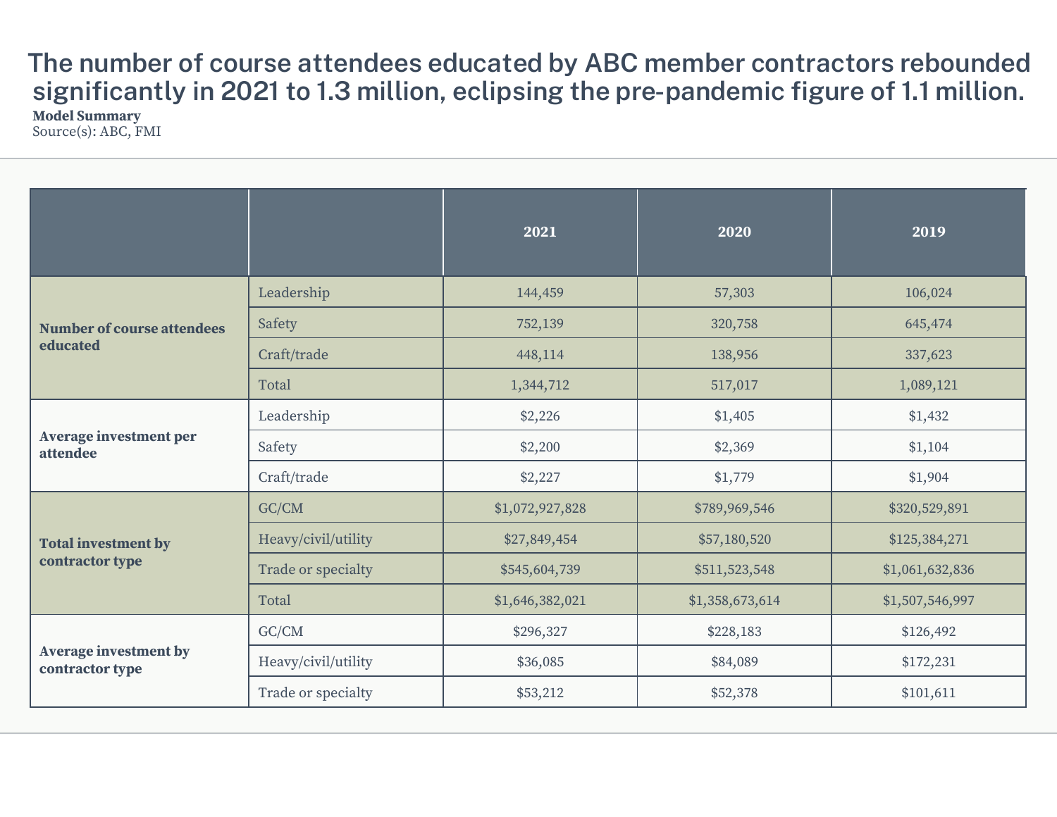# The number of course attendees educated by ABC member contractors rebounded significantly in 2021 to 1.3 million, eclipsing the pre-pandemic figure of 1.1 million.

**Model Summary**
Source(s): ABC, FMI

| | | 2021 | 2020 | 2019 |
|---|---|---|---|---|
| **Number of course attendees educated** | Leadership | 144,459 | 57,303 | 106,024 |
| | Safety | 752,139 | 320,758 | 645,474 |
| | Craft/trade | 448,114 | 138,956 | 337,623 |
| | Total | 1,344,712 | 517,017 | 1,089,121 |
| **Average investment per attendee** | Leadership | $2,226 | $1,405 | $1,432 |
| | Safety | $2,200 | $2,369 | $1,104 |
| | Craft/trade | $2,227 | $1,779 | $1,904 |
| **Total investment by contractor type** | GC/CM | $1,072,927,828 | $789,969,546 | $320,529,891 |
| | Heavy/civil/utility | $27,849,454 | $57,180,520 | $125,384,271 |
| | Trade or specialty | $545,604,739 | $511,523,548 | $1,061,632,836 |
| | Total | $1,646,382,021 | $1,358,673,614 | $1,507,546,997 |
| **Average investment by contractor type** | GC/CM | $296,327 | $228,183 | $126,492 |
| | Heavy/civil/utility | $36,085 | $84,089 | $172,231 |
| | Trade or specialty | $53,212 | $52,378 | $101,611 |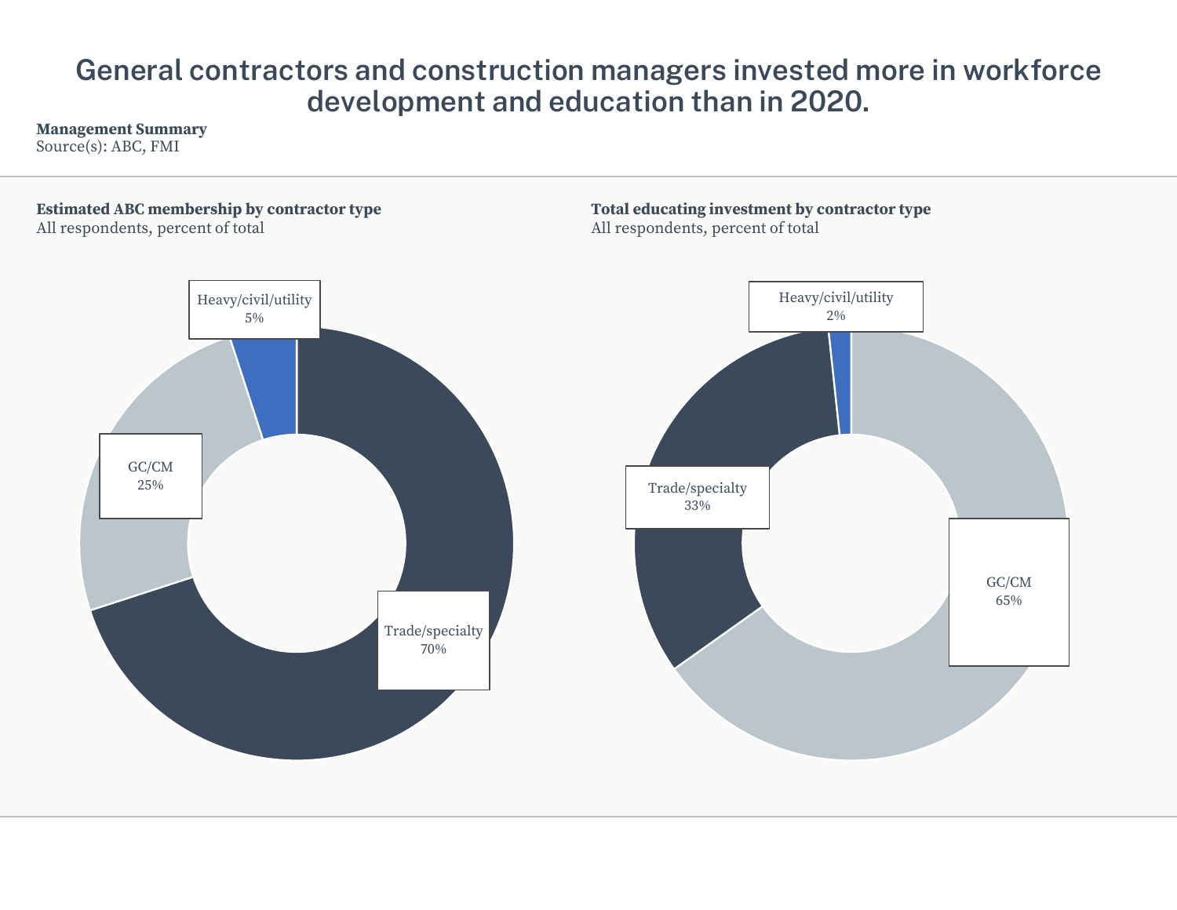# General contractors and construction managers invested more in workforce development and education than in 2020.

**Management Summary**
Source(s): ABC, FMI

**Estimated ABC membership by contractor type**
All respondents, percent of total

| Contractor type | Percent |
| --- | --- |
| Trade/specialty | 70% |
| GC/CM | 25% |
| Heavy/civil/utility | 5% |

**Total educating investment by contractor type**
All respondents, percent of total

| Contractor type | Percent |
| --- | --- |
| GC/CM | 65% |
| Trade/specialty | 33% |
| Heavy/civil/utility | 2% |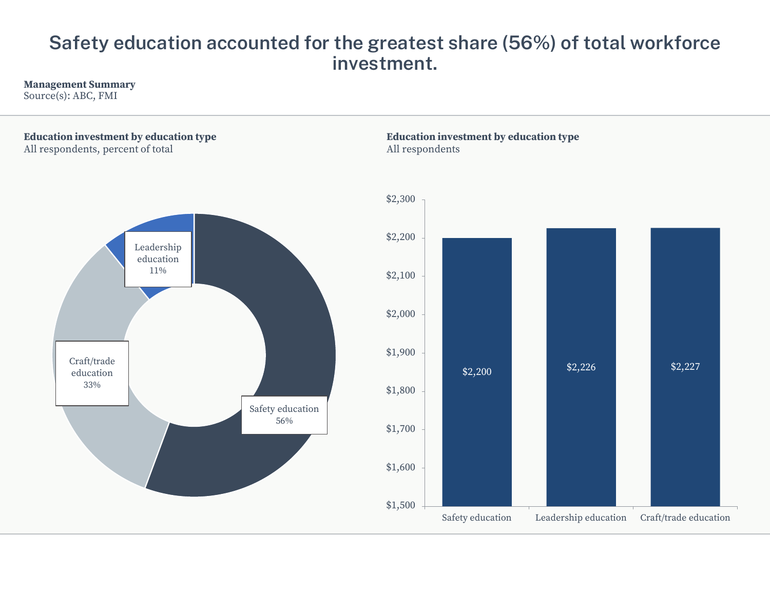# Safety education accounted for the greatest share (56%) of total workforce investment.

**Management Summary**
Source(s): ABC, FMI

**Education investment by education type**
All respondents, percent of total

| Education type | Percent of total |
|---|---|
| Safety education | 56% |
| Craft/trade education | 33% |
| Leadership education | 11% |

**Education investment by education type**
All respondents

| Education type | Investment |
|---|---|
| Safety education | $2,200 |
| Leadership education | $2,226 |
| Craft/trade education | $2,227 |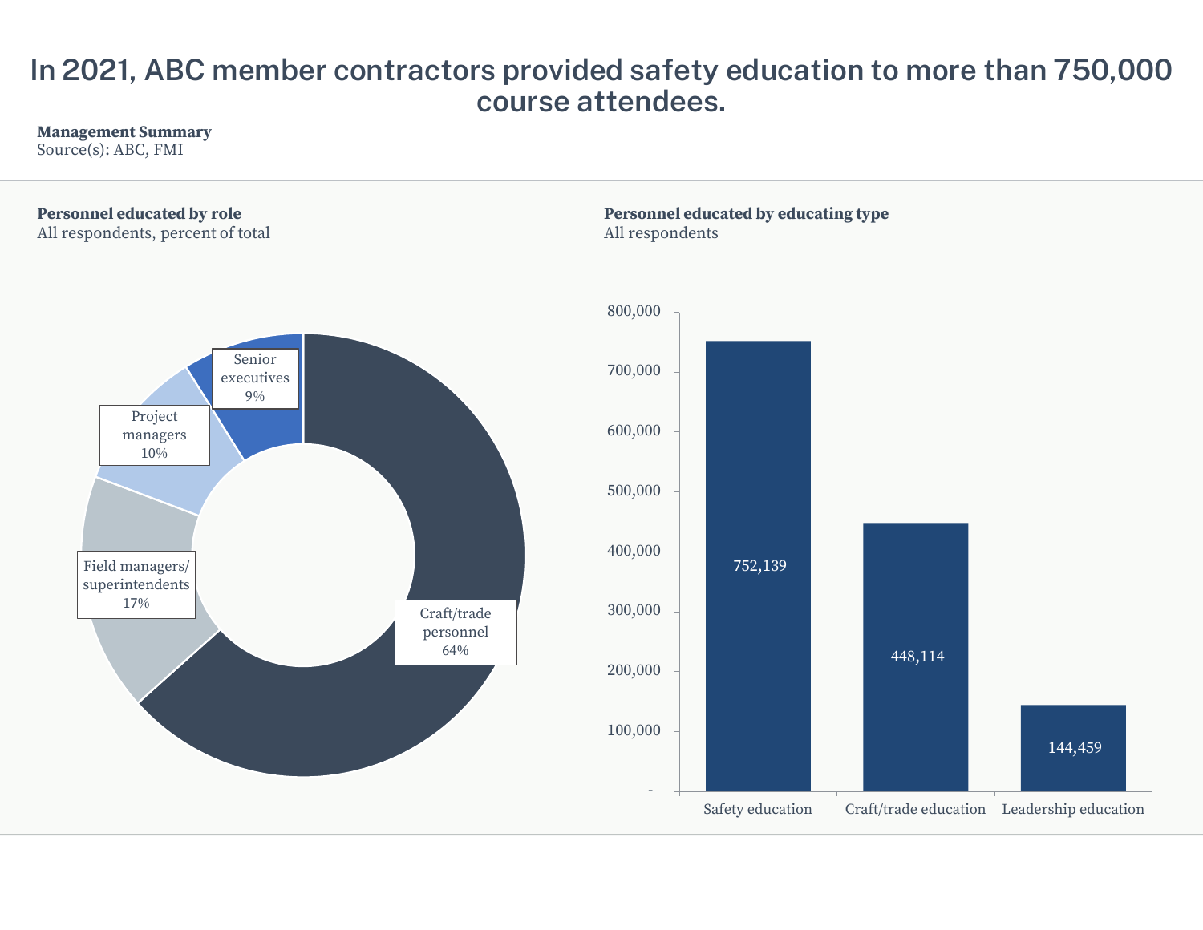# In 2021, ABC member contractors provided safety education to more than 750,000 course attendees.

**Management Summary**
Source(s): ABC, FMI

**Personnel educated by role**
All respondents, percent of total

| Role | Percent |
|---|---|
| Craft/trade personnel | 64% |
| Field managers/ superintendents | 17% |
| Project managers | 10% |
| Senior executives | 9% |

**Personnel educated by educating type**
All respondents

| Educating type | Personnel educated |
|---|---|
| Safety education | 752,139 |
| Craft/trade education | 448,114 |
| Leadership education | 144,459 |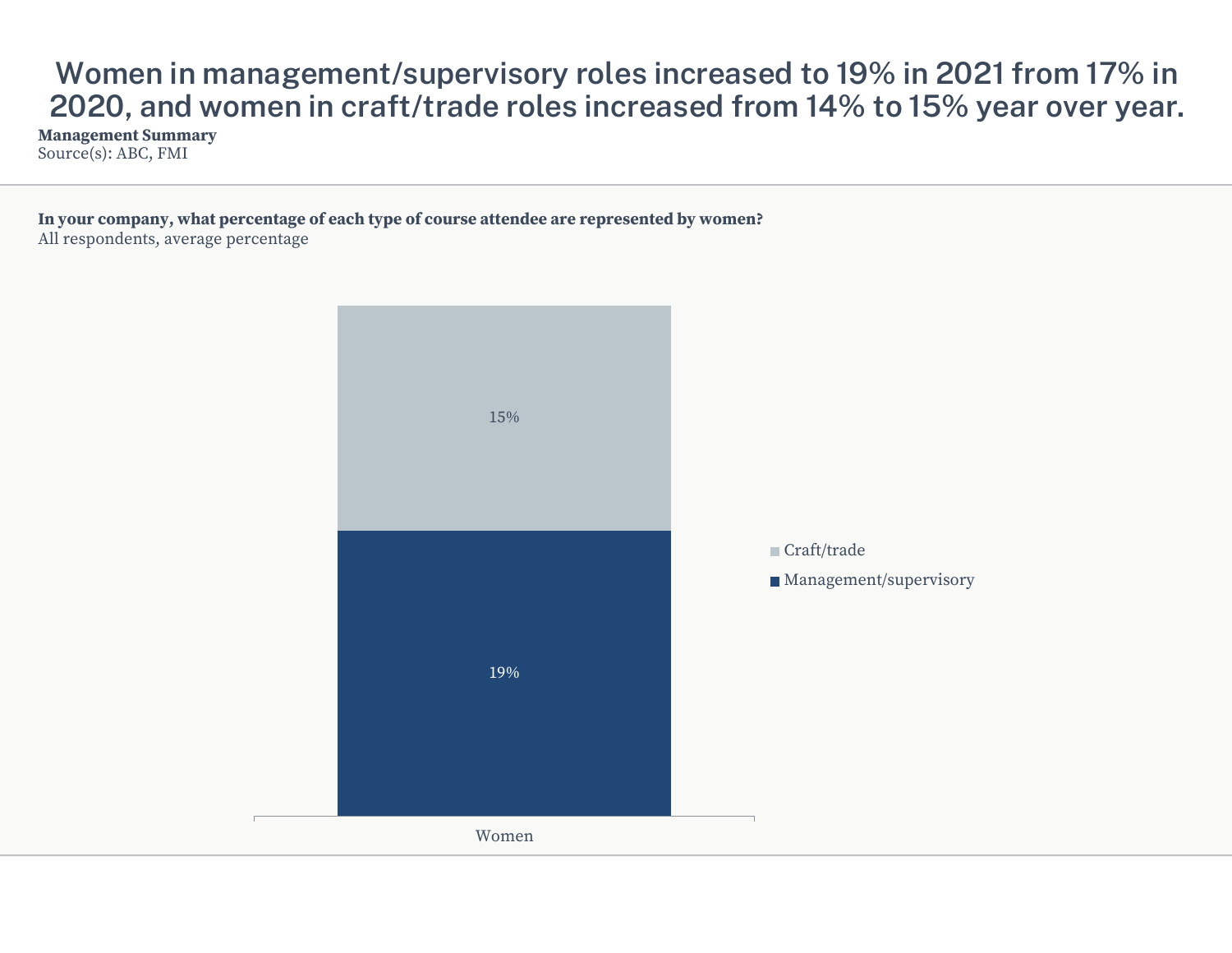# Women in management/supervisory roles increased to 19% in 2021 from 17% in 2020, and women in craft/trade roles increased from 14% to 15% year over year.

**Management Summary**
Source(s): ABC, FMI

**In your company, what percentage of each type of course attendee are represented by women?**
All respondents, average percentage

| | Women |
|---|---|
| Craft/trade | 15% |
| Management/supervisory | 19% |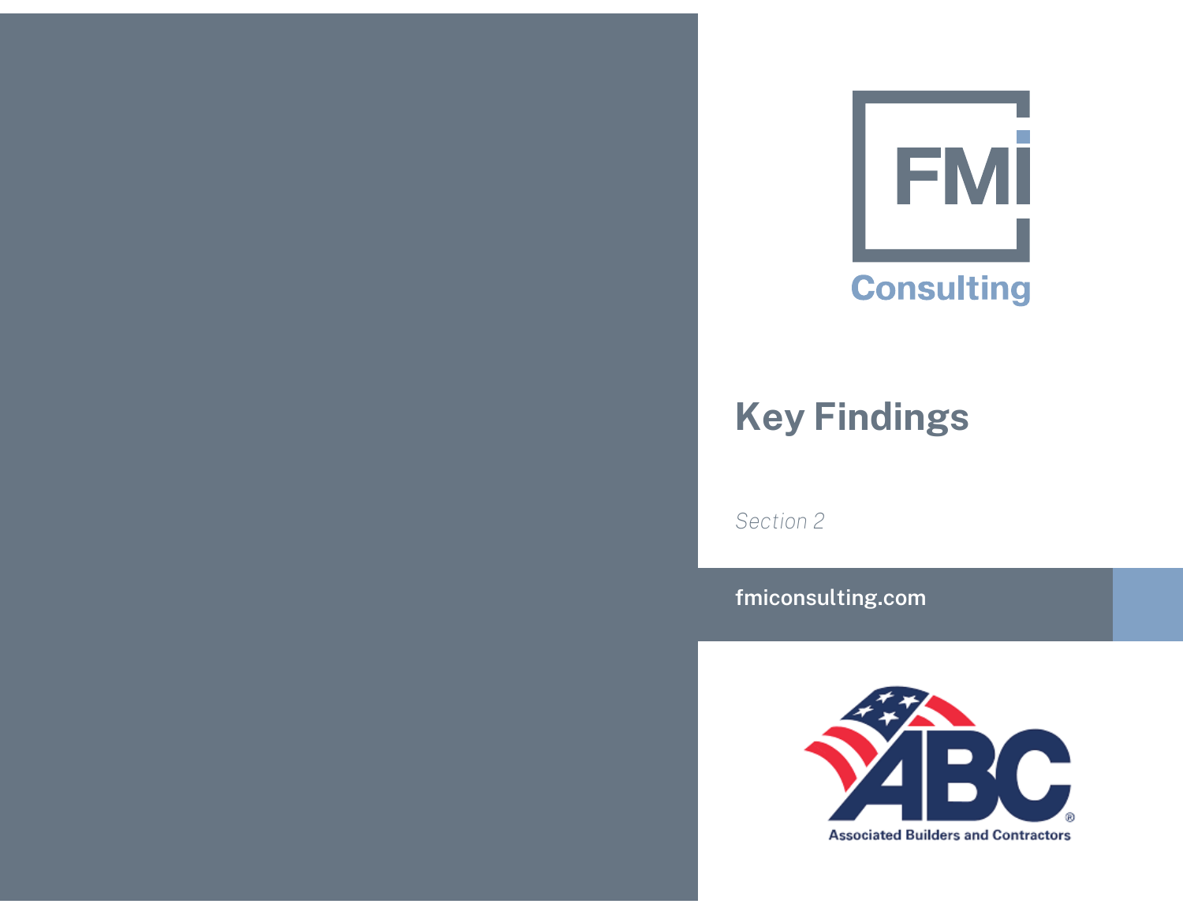# Key Findings

*Section 2*

fmiconsulting.com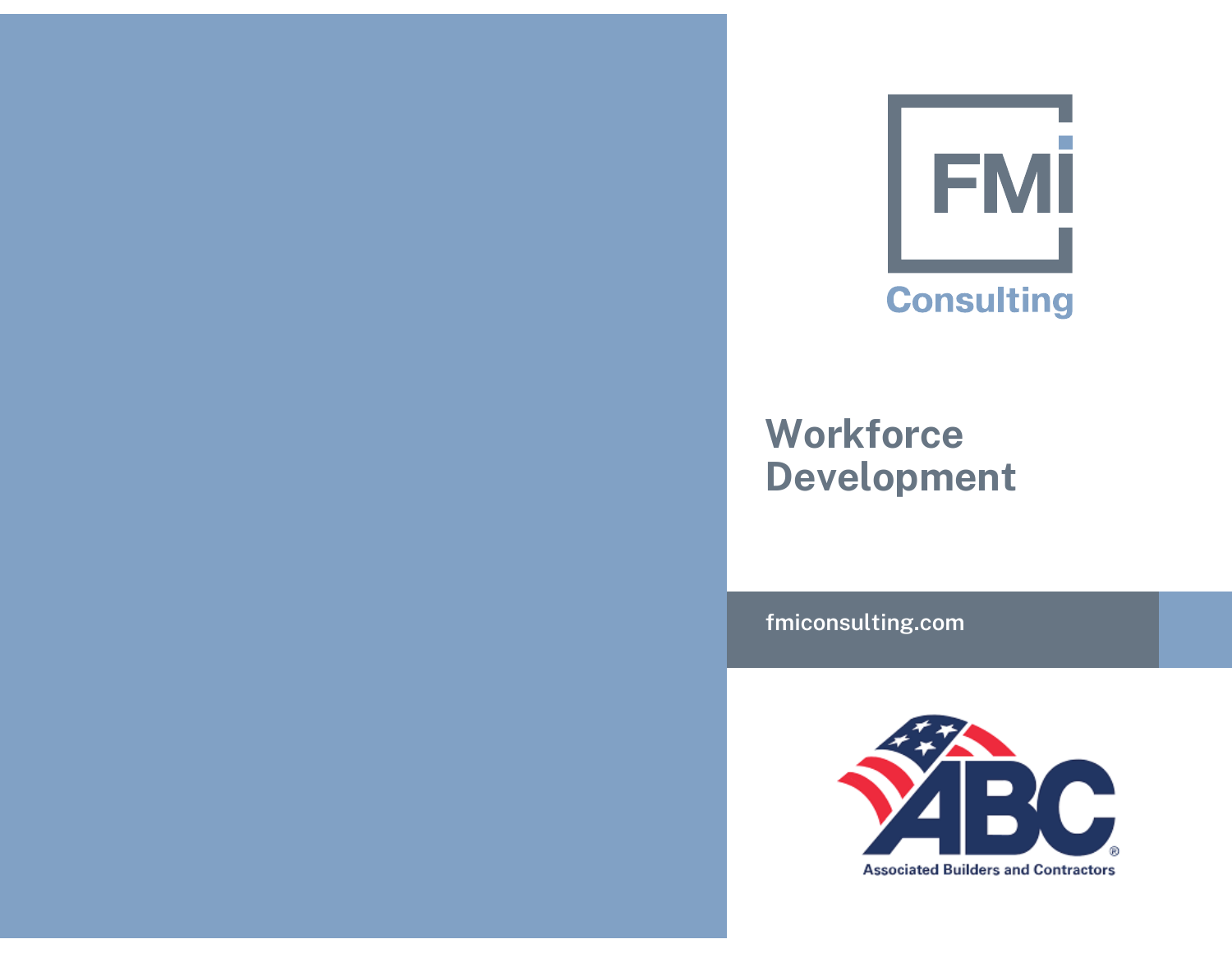FMI Consulting

# Workforce Development

fmiconsulting.com

ABC Associated Builders and Contractors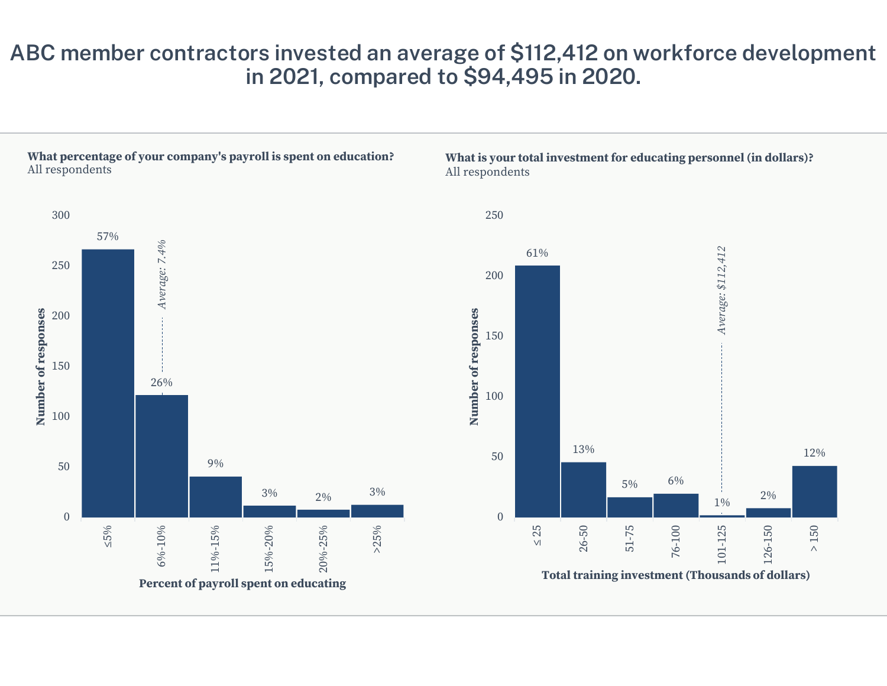# ABC member contractors invested an average of $112,412 on workforce development in 2021, compared to $94,495 in 2020.

**What percentage of your company's payroll is spent on education?**
All respondents

| Percent of payroll spent on educating | Share of responses |
|---|---|
| ≤5% | 57% |
| 6%-10% | 26% |
| 11%-15% | 9% |
| 15%-20% | 3% |
| 20%-25% | 2% |
| >25% | 3% |

*Average: 7.4%*

**What is your total investment for educating personnel (in dollars)?**
All respondents

| Total training investment (Thousands of dollars) | Share of responses |
|---|---|
| ≤ 25 | 61% |
| 26-50 | 13% |
| 51-75 | 5% |
| 76-100 | 6% |
| 101-125 | 1% |
| 126-150 | 2% |
| > 150 | 12% |

*Average: $112,412*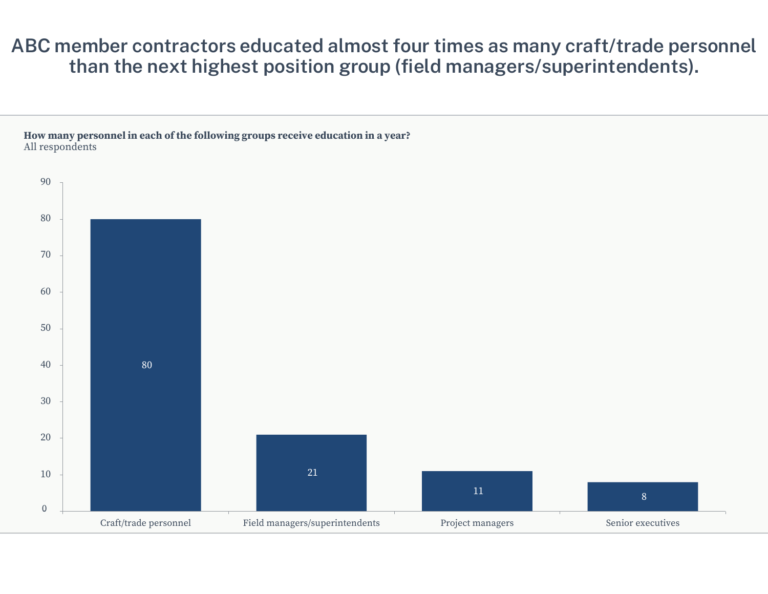# ABC member contractors educated almost four times as many craft/trade personnel than the next highest position group (field managers/superintendents).

**How many personnel in each of the following groups receive education in a year?**
All respondents

| Position group | Personnel |
|---|---|
| Craft/trade personnel | 80 |
| Field managers/superintendents | 21 |
| Project managers | 11 |
| Senior executives | 8 |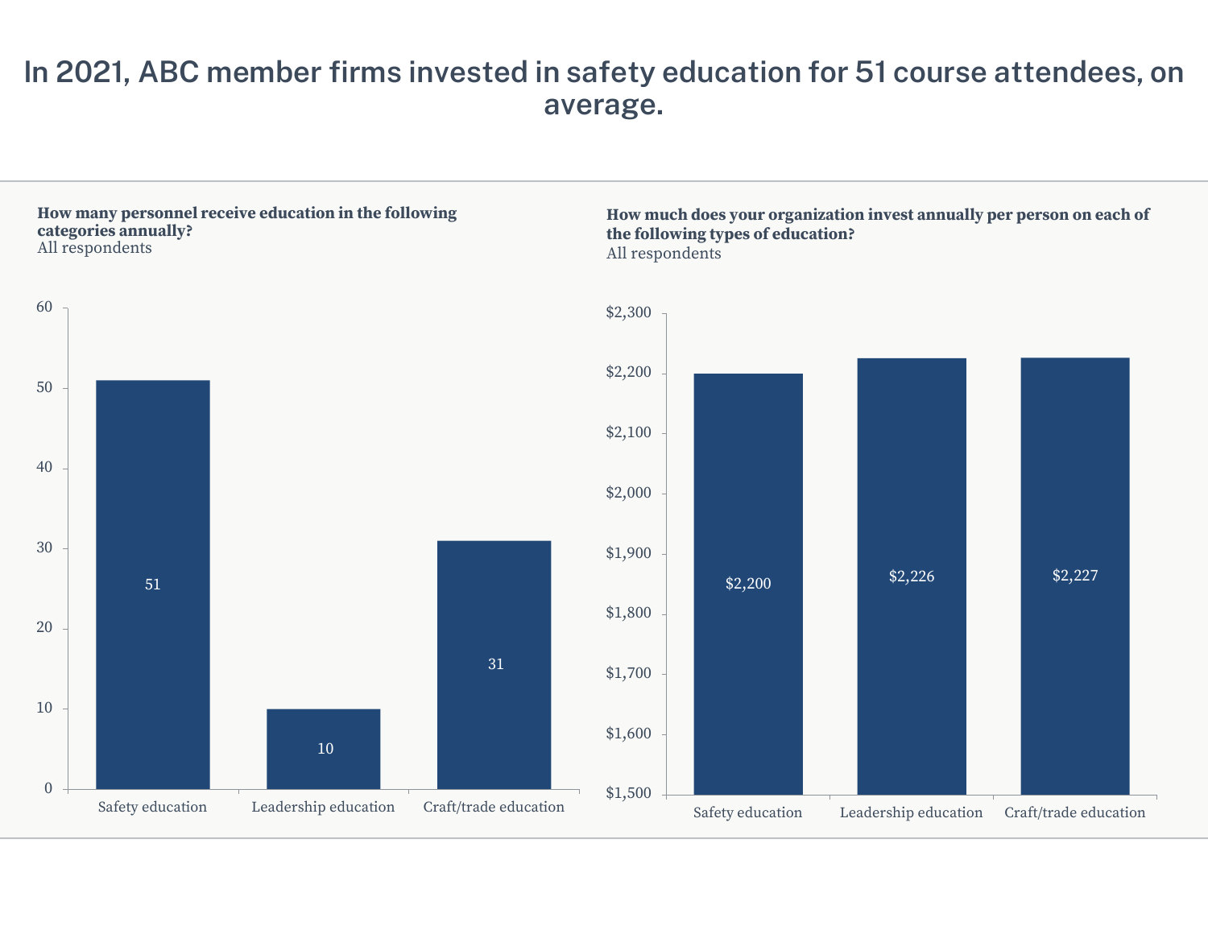# In 2021, ABC member firms invested in safety education for 51 course attendees, on average.

**How many personnel receive education in the following categories annually?**
All respondents

| Category | Personnel |
| --- | --- |
| Safety education | 51 |
| Leadership education | 10 |
| Craft/trade education | 31 |

**How much does your organization invest annually per person on each of the following types of education?**
All respondents

| Category | Investment per person |
| --- | --- |
| Safety education | $2,200 |
| Leadership education | $2,226 |
| Craft/trade education | $2,227 |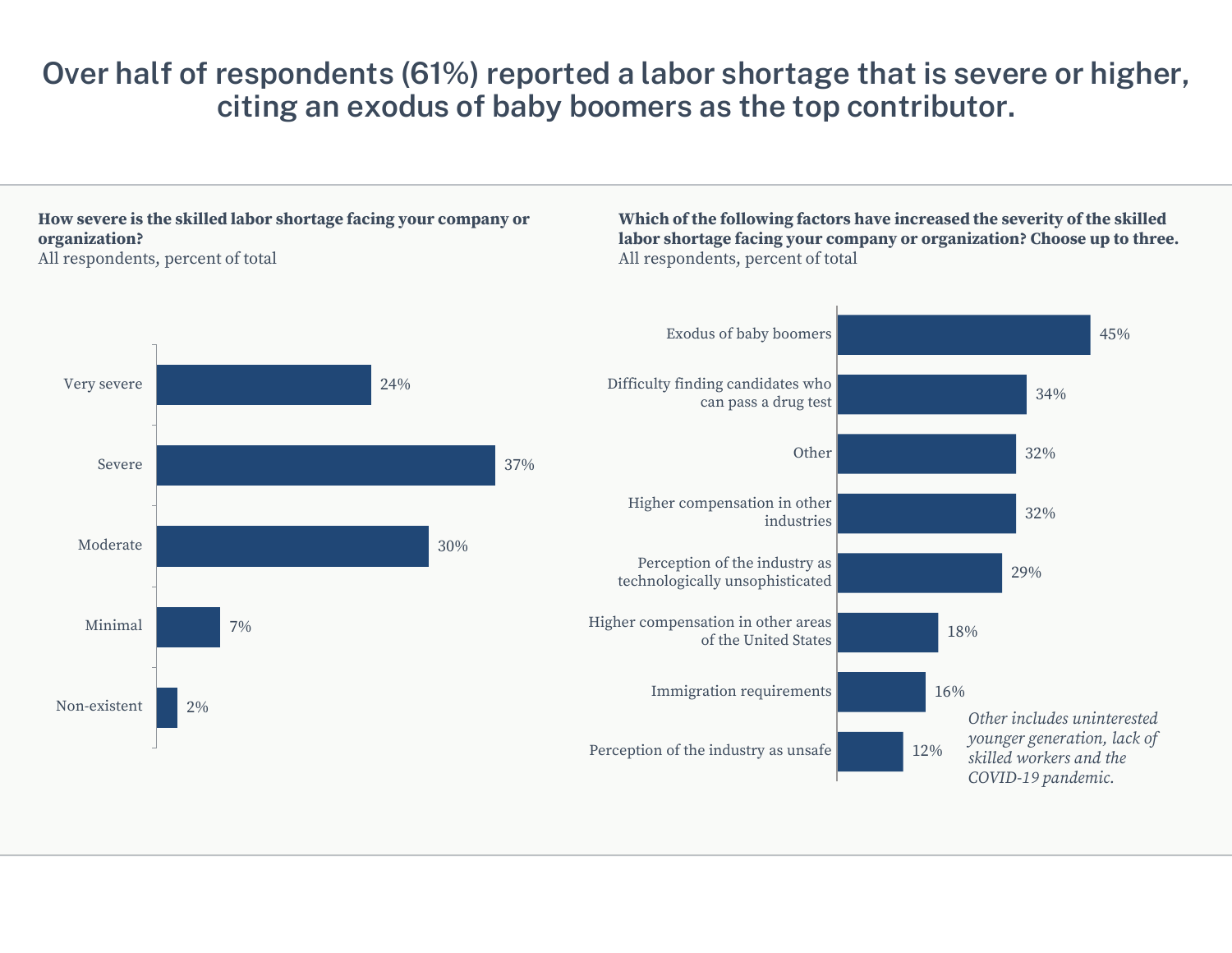# Over half of respondents (61%) reported a labor shortage that is severe or higher, citing an exodus of baby boomers as the top contributor.

**How severe is the skilled labor shortage facing your company or organization?**
All respondents, percent of total

| Severity | Percent |
|---|---|
| Very severe | 24% |
| Severe | 37% |
| Moderate | 30% |
| Minimal | 7% |
| Non-existent | 2% |

**Which of the following factors have increased the severity of the skilled labor shortage facing your company or organization? Choose up to three.**
All respondents, percent of total

| Factor | Percent |
|---|---|
| Exodus of baby boomers | 45% |
| Difficulty finding candidates who can pass a drug test | 34% |
| Other | 32% |
| Higher compensation in other industries | 32% |
| Perception of the industry as technologically unsophisticated | 29% |
| Higher compensation in other areas of the United States | 18% |
| Immigration requirements | 16% |
| Perception of the industry as unsafe | 12% |

*Other includes uninterested younger generation, lack of skilled workers and the COVID-19 pandemic.*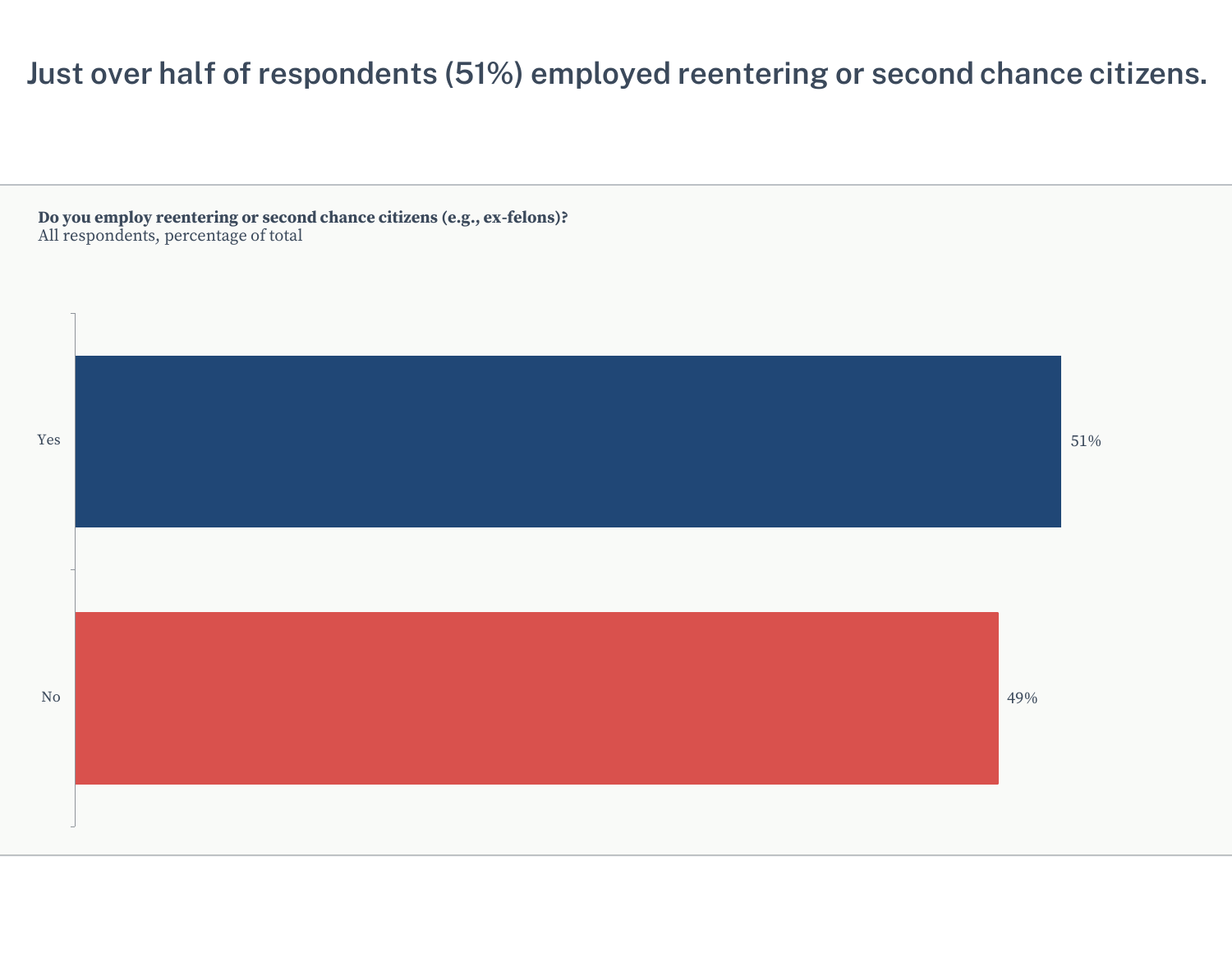# Just over half of respondents (51%) employed reentering or second chance citizens.

**Do you employ reentering or second chance citizens (e.g., ex-felons)?**
All respondents, percentage of total

| Response | Percentage |
| --- | --- |
| Yes | 51% |
| No | 49% |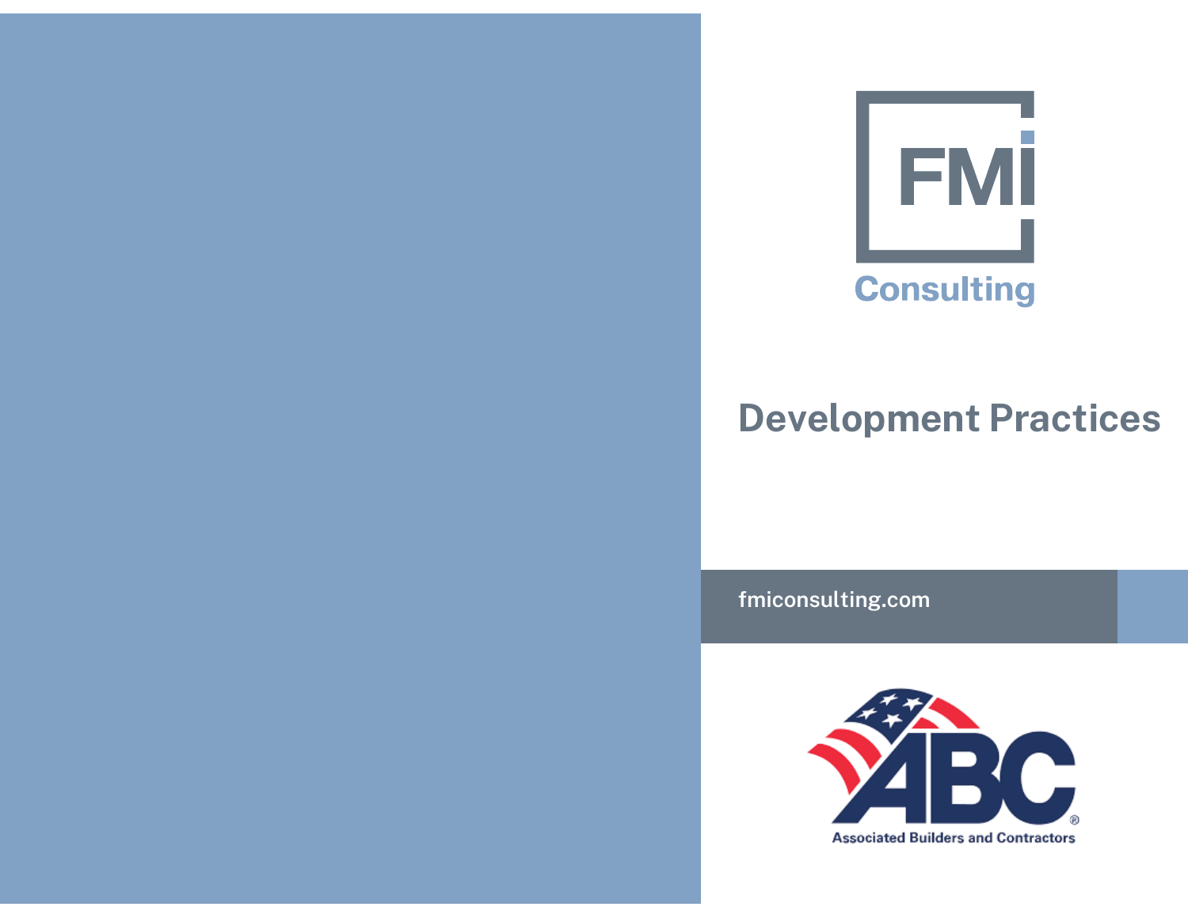FMI Consulting

# Development Practices

fmiconsulting.com

Associated Builders and Contractors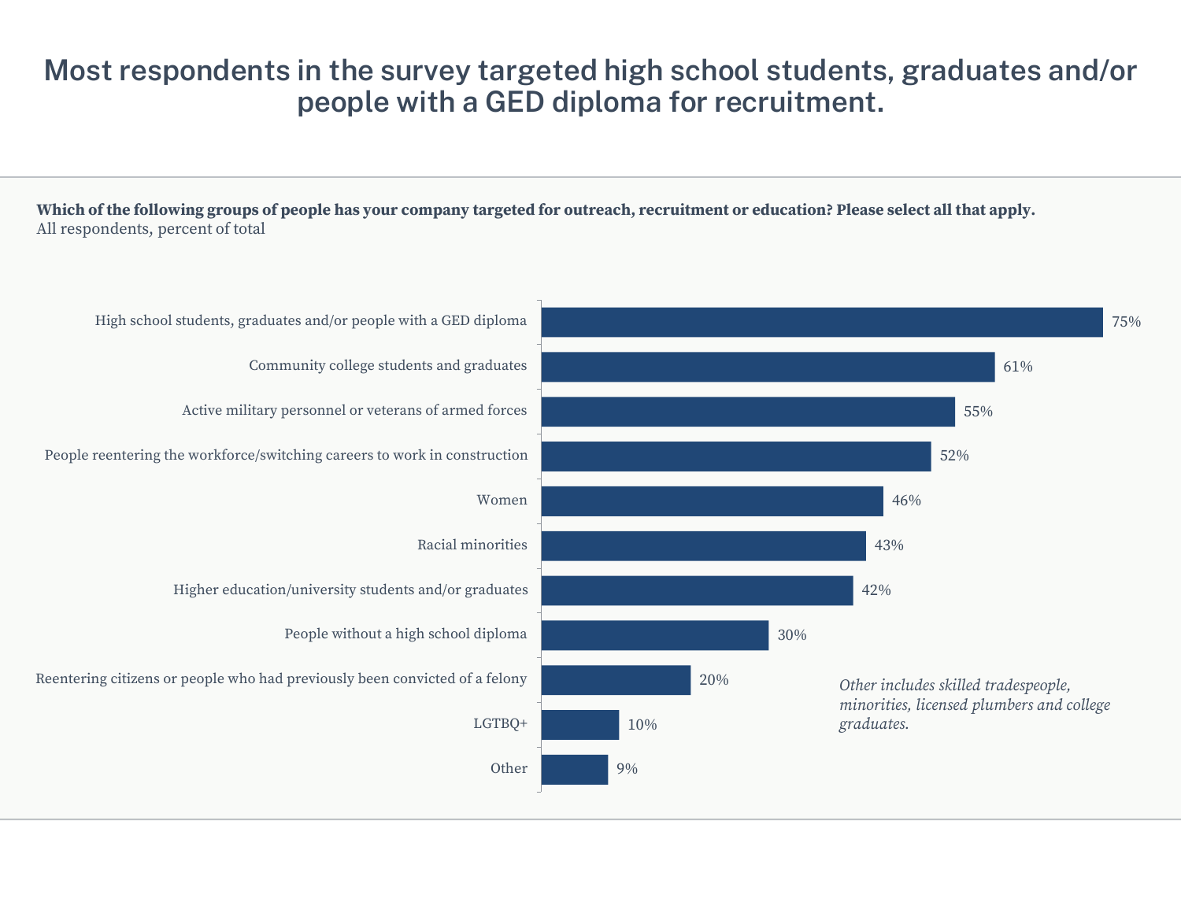# Most respondents in the survey targeted high school students, graduates and/or people with a GED diploma for recruitment.

**Which of the following groups of people has your company targeted for outreach, recruitment or education? Please select all that apply.**
All respondents, percent of total

| Group | Percent |
| --- | --- |
| High school students, graduates and/or people with a GED diploma | 75% |
| Community college students and graduates | 61% |
| Active military personnel or veterans of armed forces | 55% |
| People reentering the workforce/switching careers to work in construction | 52% |
| Women | 46% |
| Racial minorities | 43% |
| Higher education/university students and/or graduates | 42% |
| People without a high school diploma | 30% |
| Reentering citizens or people who had previously been convicted of a felony | 20% |
| LGTBQ+ | 10% |
| Other | 9% |

*Other includes skilled tradespeople, minorities, licensed plumbers and college graduates.*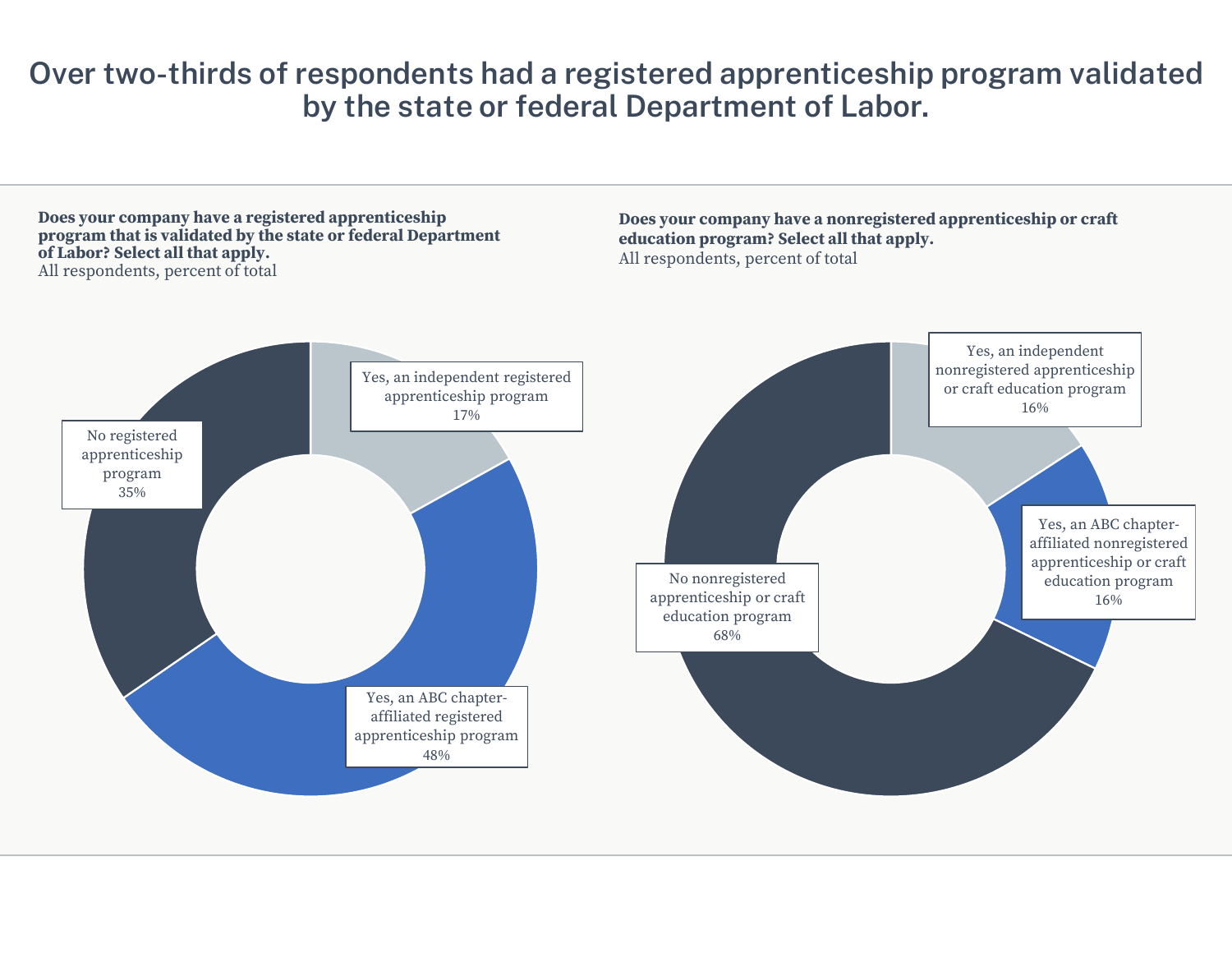# Over two-thirds of respondents had a registered apprenticeship program validated by the state or federal Department of Labor.

**Does your company have a registered apprenticeship program that is validated by the state or federal Department of Labor? Select all that apply.**
All respondents, percent of total

| Response | Percent |
|---|---|
| Yes, an independent registered apprenticeship program | 17% |
| Yes, an ABC chapter-affiliated registered apprenticeship program | 48% |
| No registered apprenticeship program | 35% |

**Does your company have a nonregistered apprenticeship or craft education program? Select all that apply.**
All respondents, percent of total

| Response | Percent |
|---|---|
| Yes, an independent nonregistered apprenticeship or craft education program | 16% |
| Yes, an ABC chapter-affiliated nonregistered apprenticeship or craft education program | 16% |
| No nonregistered apprenticeship or craft education program | 68% |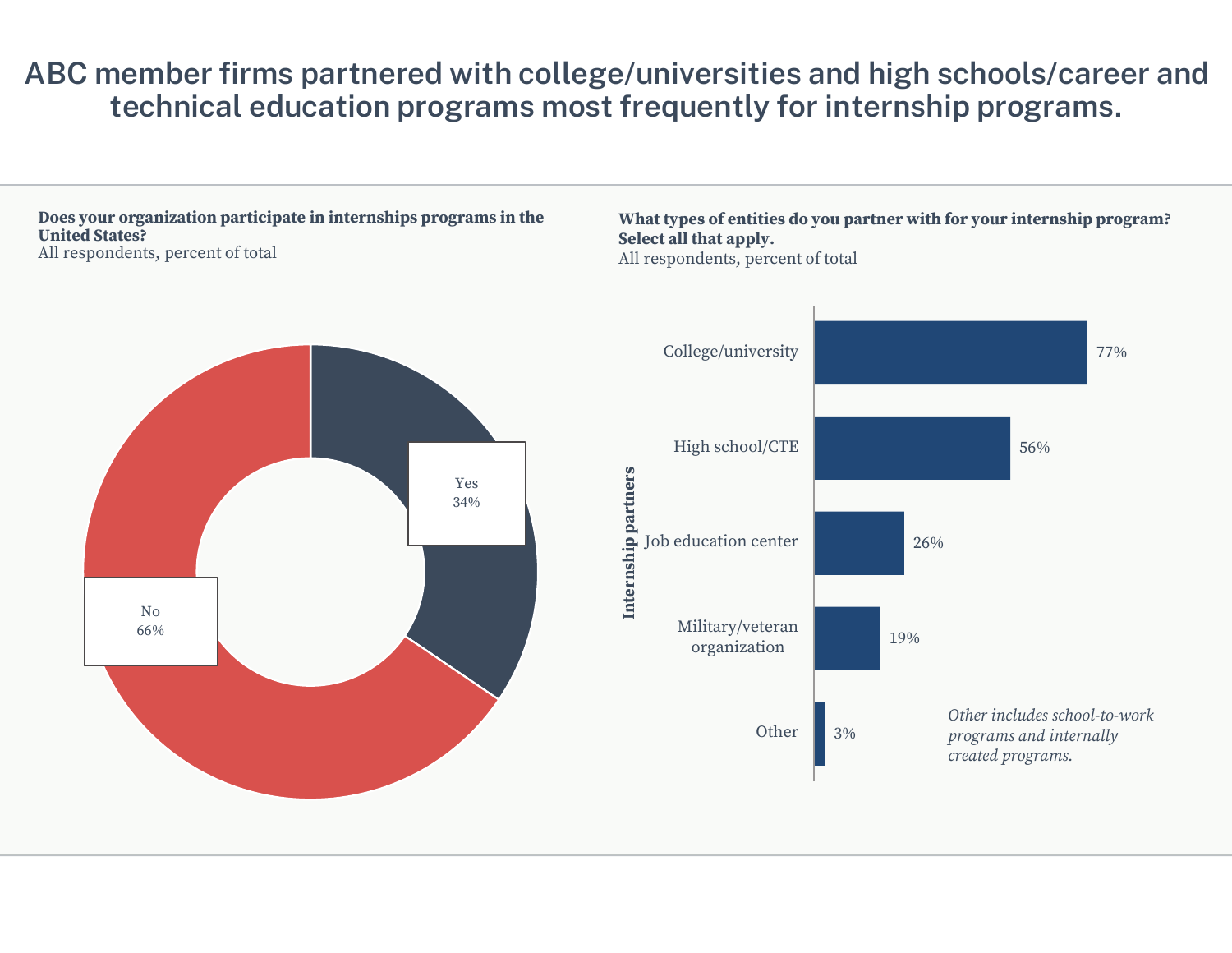# ABC member firms partnered with college/universities and high schools/career and technical education programs most frequently for internship programs.

**Does your organization participate in internships programs in the United States?**
All respondents, percent of total

| Response | Percent |
| --- | --- |
| Yes | 34% |
| No | 66% |

**What types of entities do you partner with for your internship program? Select all that apply.**
All respondents, percent of total

| Internship partners | Percent |
| --- | --- |
| College/university | 77% |
| High school/CTE | 56% |
| Job education center | 26% |
| Military/veteran organization | 19% |
| Other | 3% |

*Other includes school-to-work programs and internally created programs.*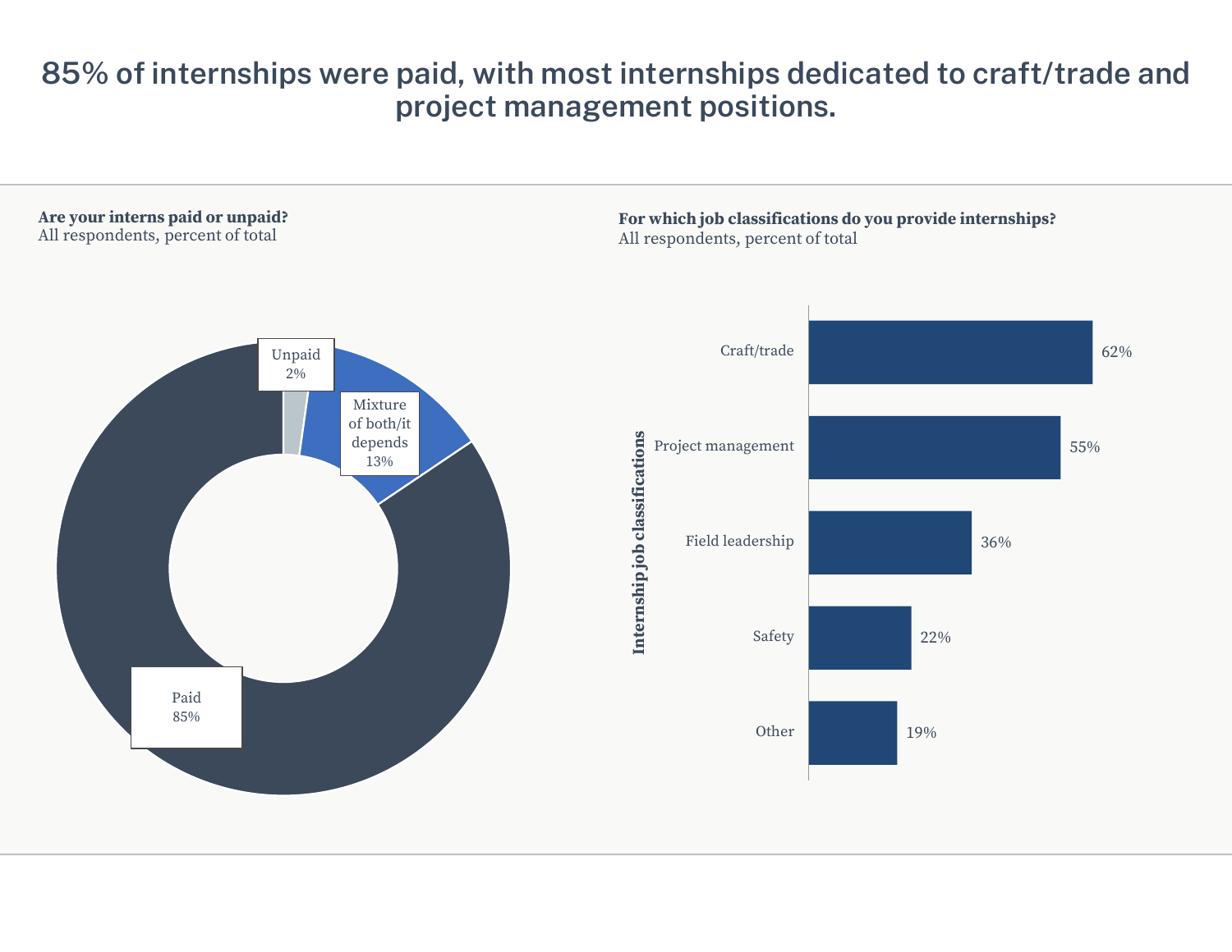# 85% of internships were paid, with most internships dedicated to craft/trade and project management positions.

**Are your interns paid or unpaid?**
All respondents, percent of total

| Response | Percent |
| --- | --- |
| Paid | 85% |
| Mixture of both/it depends | 13% |
| Unpaid | 2% |

**For which job classifications do you provide internships?**
All respondents, percent of total

| Internship job classifications | Percent |
| --- | --- |
| Craft/trade | 62% |
| Project management | 55% |
| Field leadership | 36% |
| Safety | 22% |
| Other | 19% |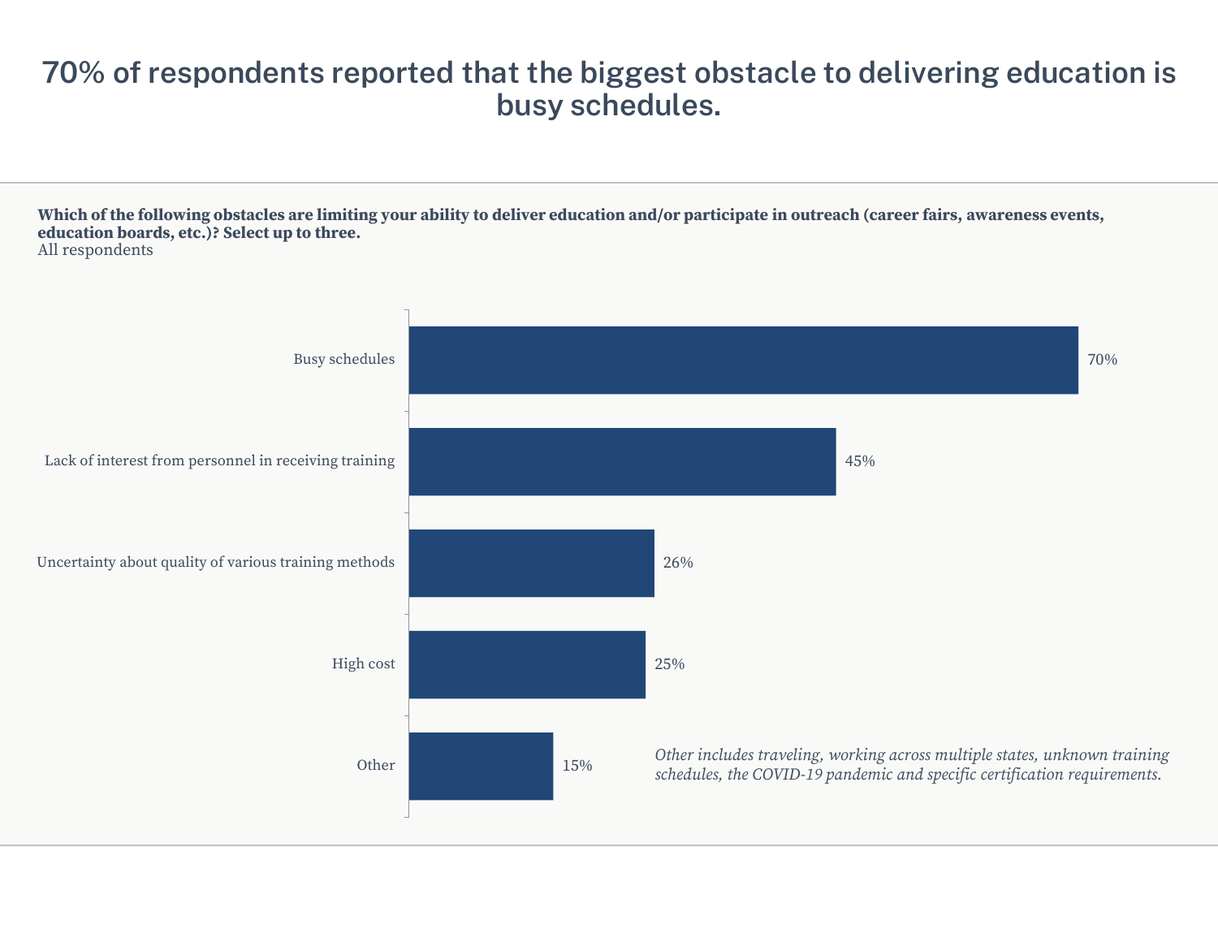# 70% of respondents reported that the biggest obstacle to delivering education is busy schedules.

**Which of the following obstacles are limiting your ability to deliver education and/or participate in outreach (career fairs, awareness events, education boards, etc.)? Select up to three.**
All respondents

| Obstacle | Percentage |
| --- | --- |
| Busy schedules | 70% |
| Lack of interest from personnel in receiving training | 45% |
| Uncertainty about quality of various training methods | 26% |
| High cost | 25% |
| Other | 15% |

*Other includes traveling, working across multiple states, unknown training schedules, the COVID-19 pandemic and specific certification requirements.*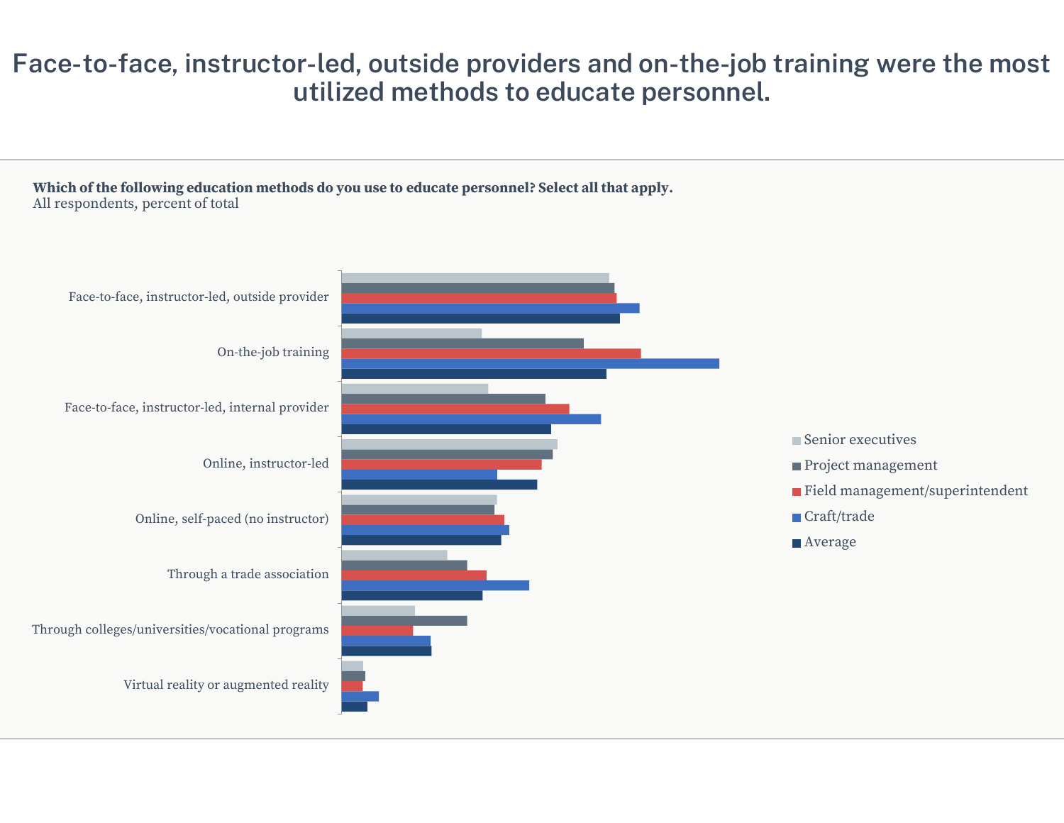# Face-to-face, instructor-led, outside providers and on-the-job training were the most utilized methods to educate personnel.

**Which of the following education methods do you use to educate personnel? Select all that apply.**
All respondents, percent of total

Face-to-face, instructor-led, outside provider

On-the-job training

Face-to-face, instructor-led, internal provider

Online, instructor-led

Online, self-paced (no instructor)

Through a trade association

Through colleges/universities/vocational programs

Virtual reality or augmented reality

- Senior executives
- Project management
- Field management/superintendent
- Craft/trade
- Average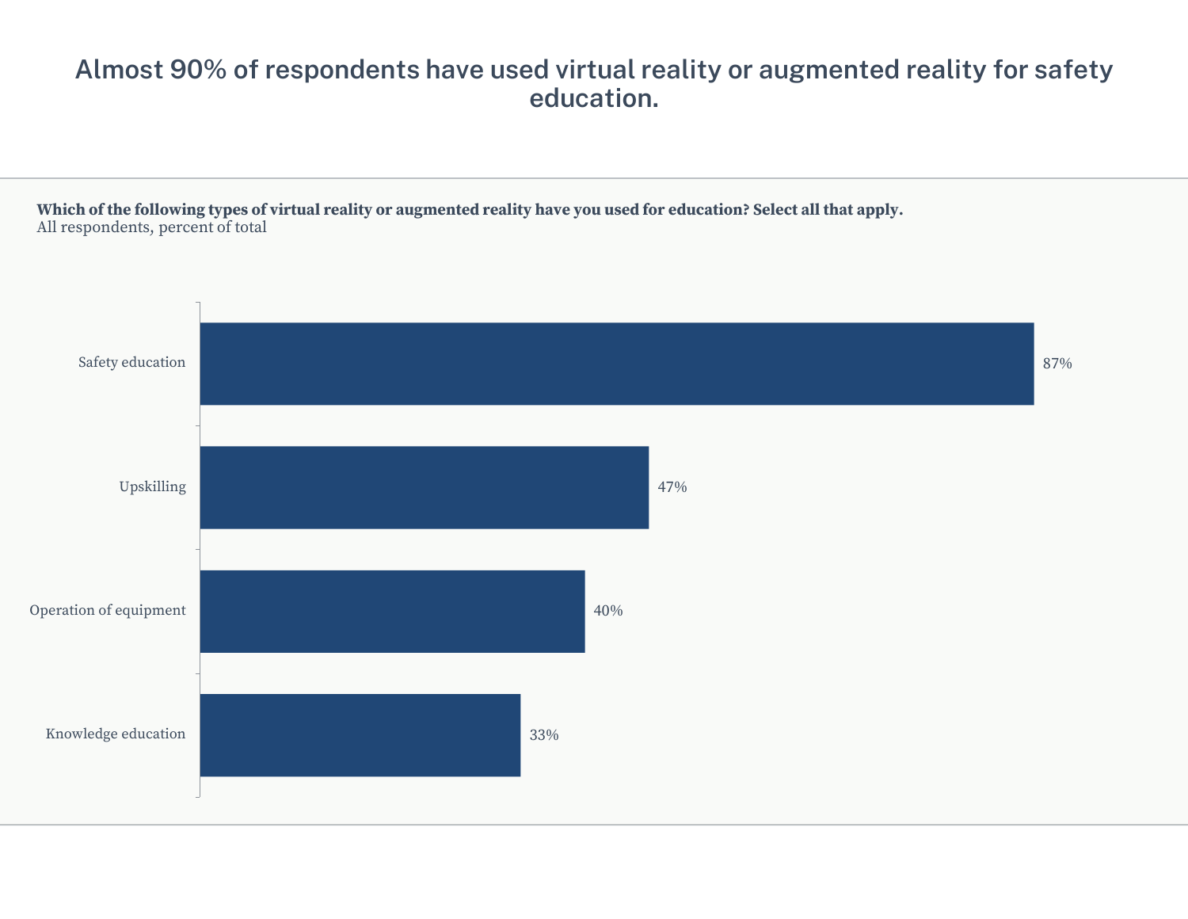# Almost 90% of respondents have used virtual reality or augmented reality for safety education.

**Which of the following types of virtual reality or augmented reality have you used for education? Select all that apply.**
All respondents, percent of total

| Type | Percent |
| --- | --- |
| Safety education | 87% |
| Upskilling | 47% |
| Operation of equipment | 40% |
| Knowledge education | 33% |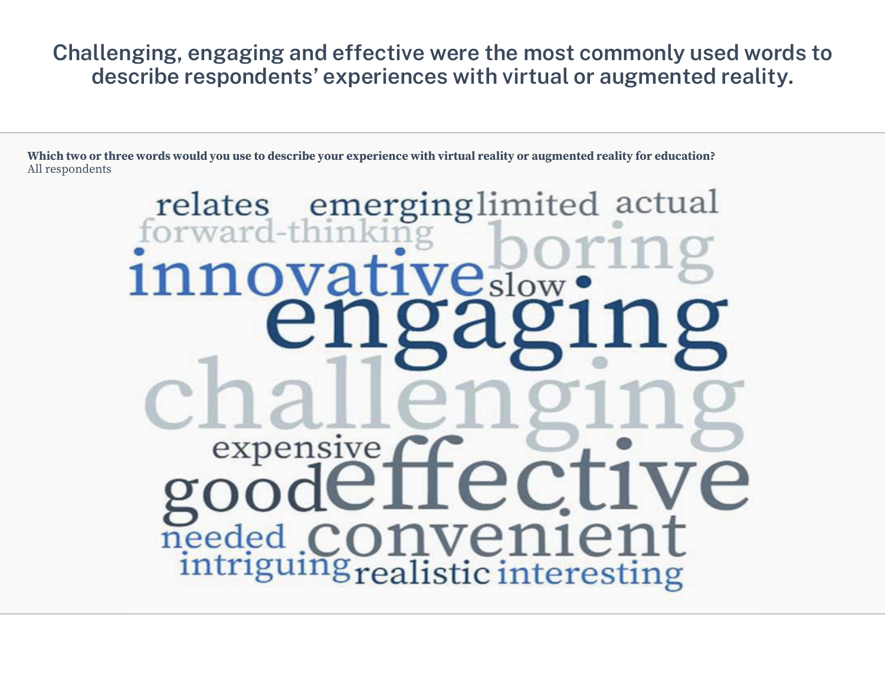# Challenging, engaging and effective were the most commonly used words to describe respondents' experiences with virtual or augmented reality.

**Which two or three words would you use to describe your experience with virtual reality or augmented reality for education?**
All respondents

relates emerging limited actual
forward-thinking boring
innovative slow
engaging
challenging
expensive
good effective
needed convenient
intriguing realistic interesting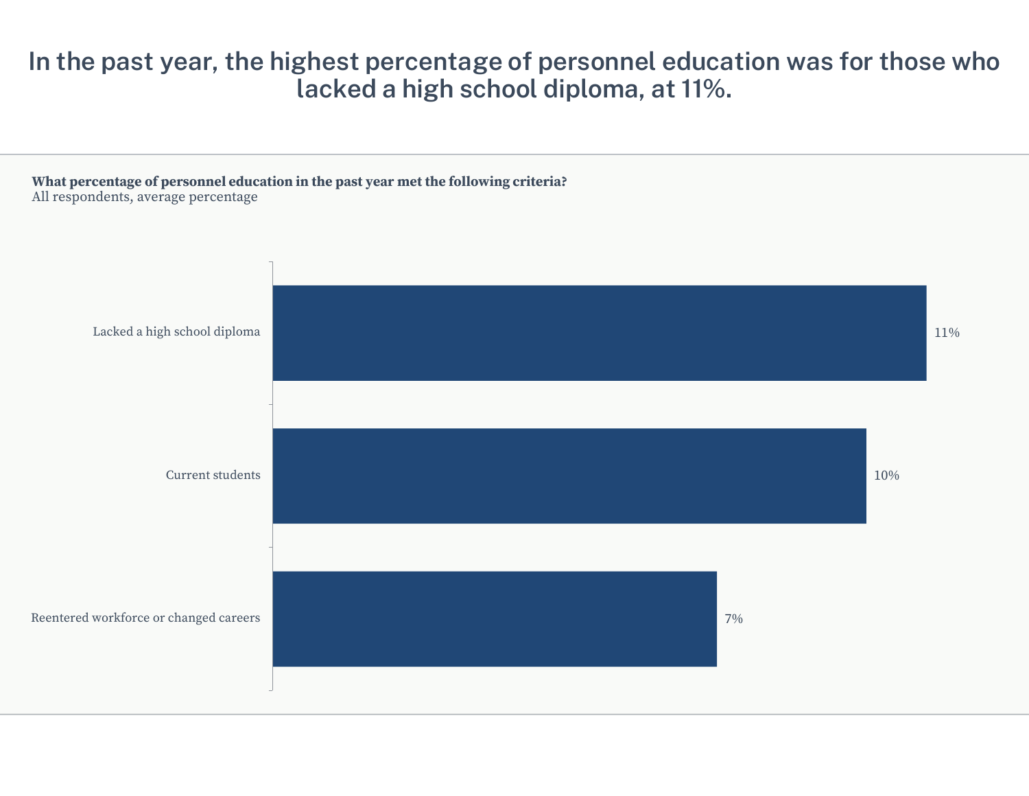# In the past year, the highest percentage of personnel education was for those who lacked a high school diploma, at 11%.

**What percentage of personnel education in the past year met the following criteria?**
All respondents, average percentage

| Criteria | Average percentage |
|---|---|
| Lacked a high school diploma | 11% |
| Current students | 10% |
| Reentered workforce or changed careers | 7% |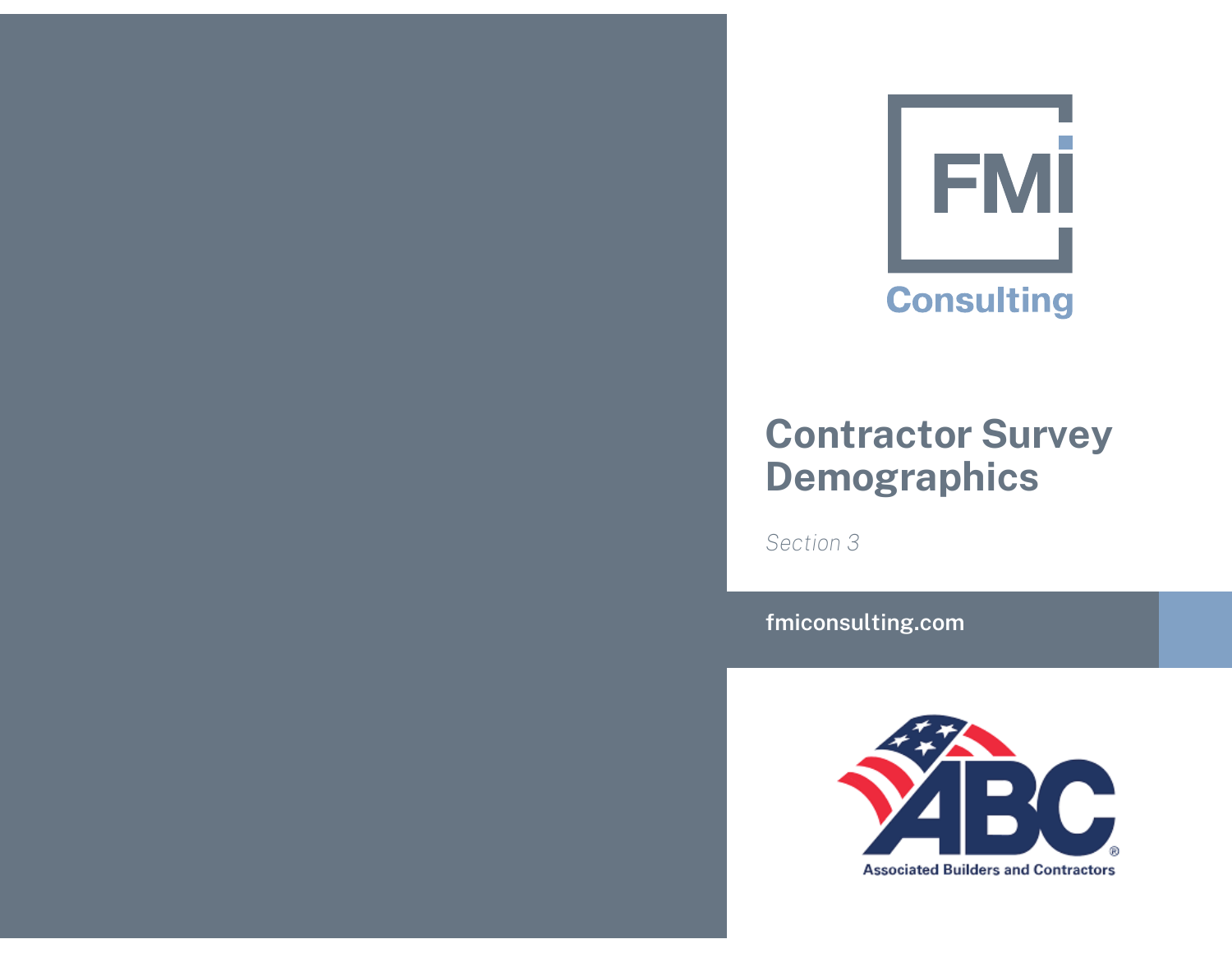FMI

Consulting

# Contractor Survey Demographics

*Section 3*

fmiconsulting.com

Associated Builders and Contractors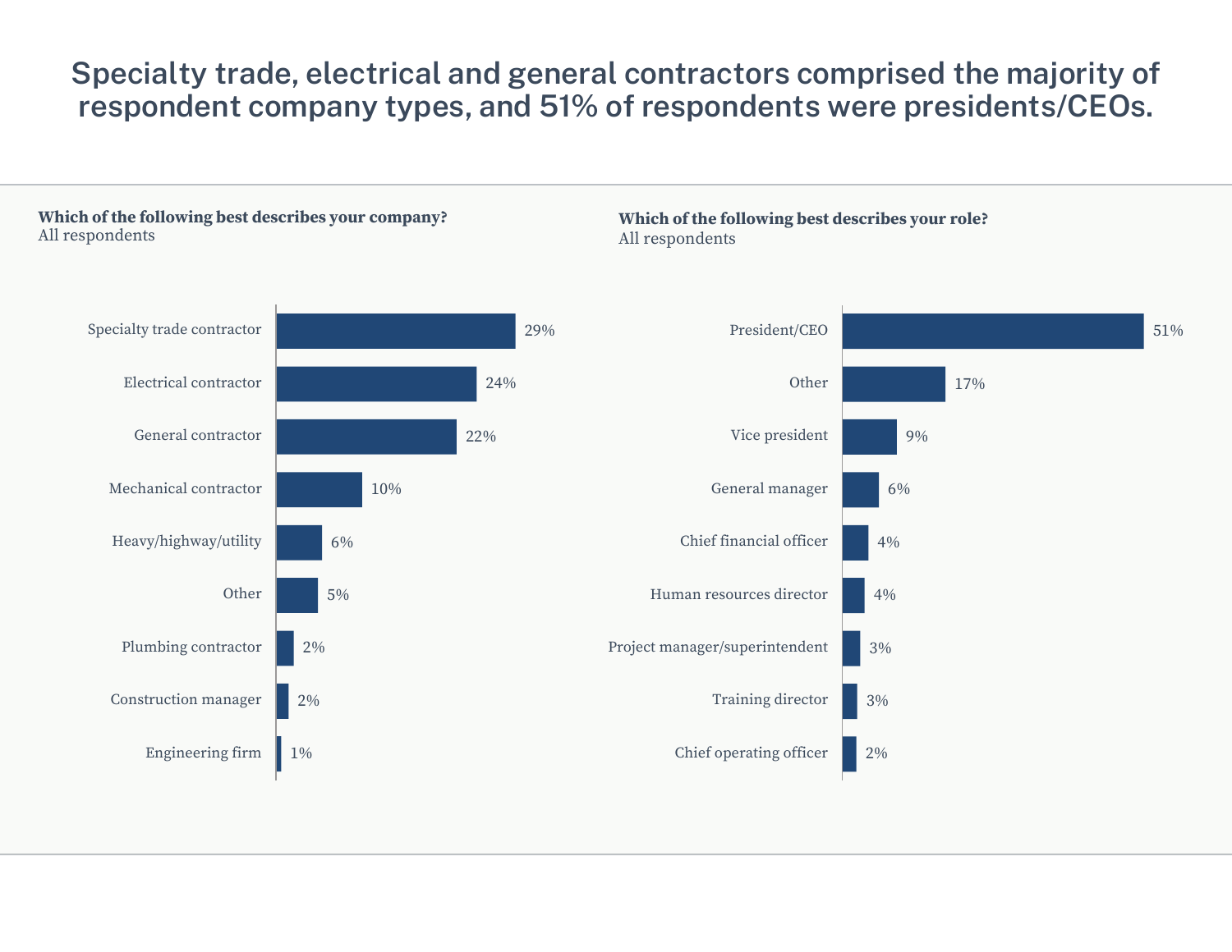# Specialty trade, electrical and general contractors comprised the majority of respondent company types, and 51% of respondents were presidents/CEOs.

**Which of the following best describes your company?**
All respondents

| Company type | Percentage |
| --- | --- |
| Specialty trade contractor | 29% |
| Electrical contractor | 24% |
| General contractor | 22% |
| Mechanical contractor | 10% |
| Heavy/highway/utility | 6% |
| Other | 5% |
| Plumbing contractor | 2% |
| Construction manager | 2% |
| Engineering firm | 1% |

**Which of the following best describes your role?**
All respondents

| Role | Percentage |
| --- | --- |
| President/CEO | 51% |
| Other | 17% |
| Vice president | 9% |
| General manager | 6% |
| Chief financial officer | 4% |
| Human resources director | 4% |
| Project manager/superintendent | 3% |
| Training director | 3% |
| Chief operating officer | 2% |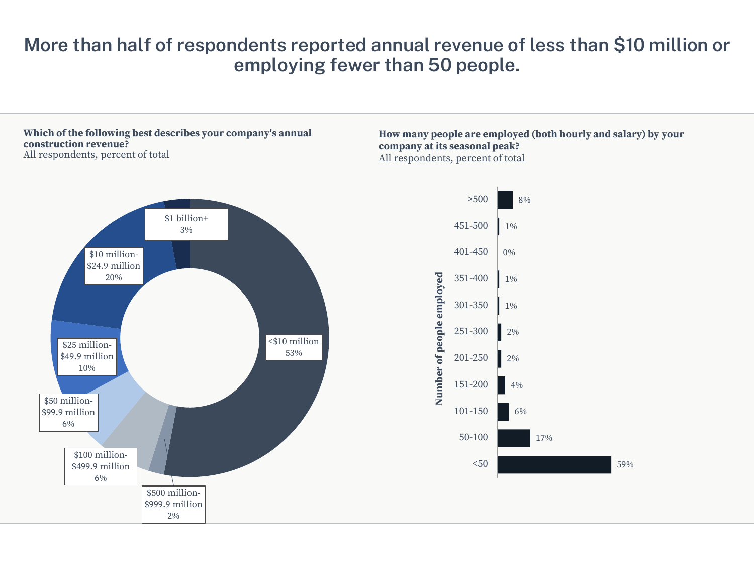# More than half of respondents reported annual revenue of less than $10 million or employing fewer than 50 people.

**Which of the following best describes your company's annual construction revenue?**
All respondents, percent of total

| Annual construction revenue | Percent |
| --- | --- |
| <$10 million | 53% |
| $10 million-$24.9 million | 20% |
| $25 million-$49.9 million | 10% |
| $50 million-$99.9 million | 6% |
| $100 million-$499.9 million | 6% |
| $500 million-$999.9 million | 2% |
| $1 billion+ | 3% |

**How many people are employed (both hourly and salary) by your company at its seasonal peak?**
All respondents, percent of total

| Number of people employed | Percent |
| --- | --- |
| >500 | 8% |
| 451-500 | 1% |
| 401-450 | 0% |
| 351-400 | 1% |
| 301-350 | 1% |
| 251-300 | 2% |
| 201-250 | 2% |
| 151-200 | 4% |
| 101-150 | 6% |
| 50-100 | 17% |
| <50 | 59% |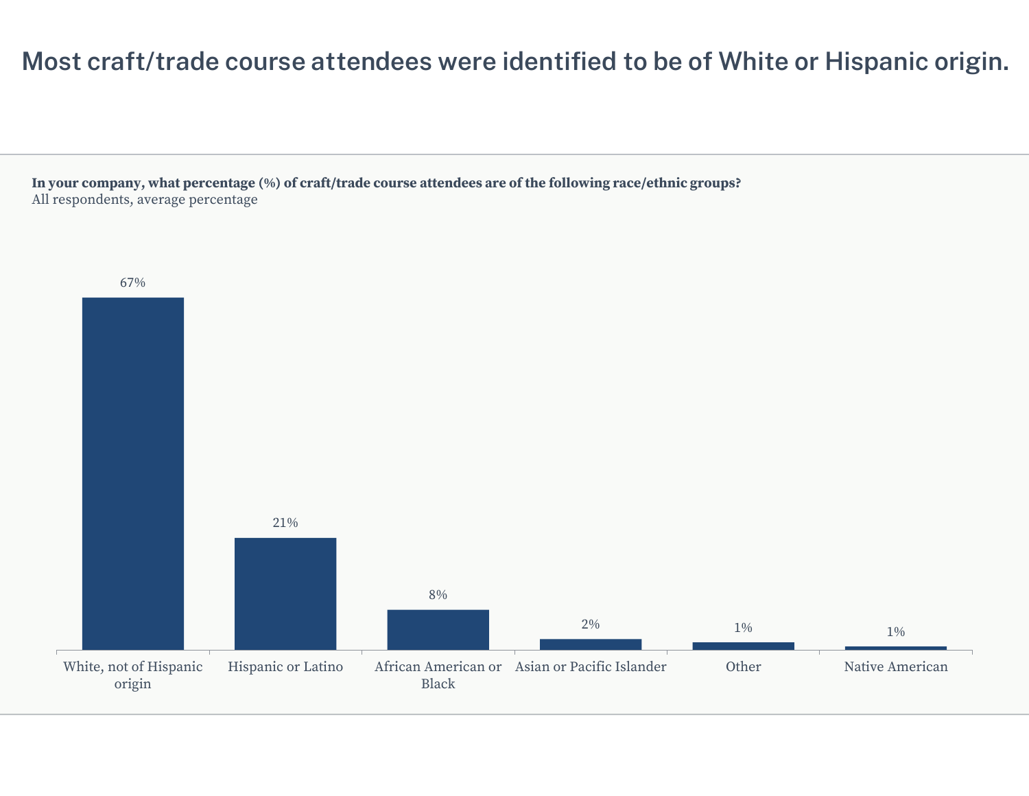# Most craft/trade course attendees were identified to be of White or Hispanic origin.

**In your company, what percentage (%) of craft/trade course attendees are of the following race/ethnic groups?**
All respondents, average percentage

| Race/ethnic group | Average percentage |
| --- | --- |
| White, not of Hispanic origin | 67% |
| Hispanic or Latino | 21% |
| African American or Black | 8% |
| Asian or Pacific Islander | 2% |
| Other | 1% |
| Native American | 1% |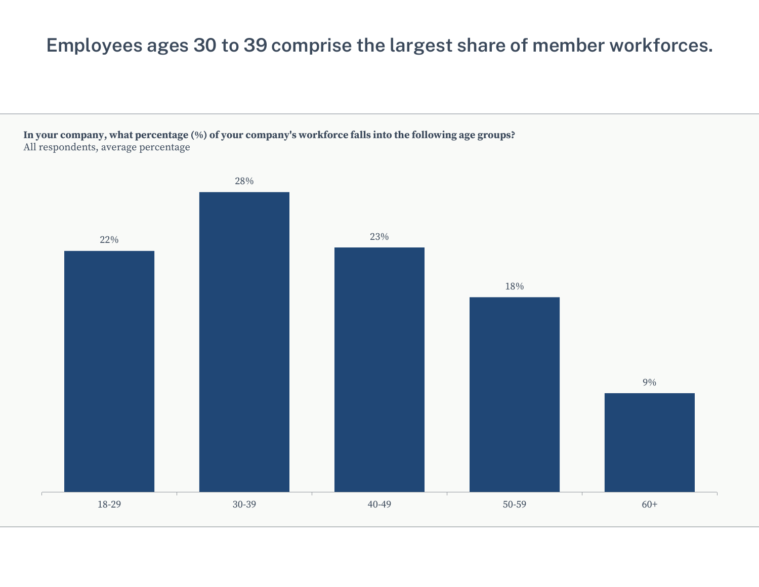# Employees ages 30 to 39 comprise the largest share of member workforces.

**In your company, what percentage (%) of your company's workforce falls into the following age groups?**
All respondents, average percentage

| Age group | Percentage |
|---|---|
| 18-29 | 22% |
| 30-39 | 28% |
| 40-49 | 23% |
| 50-59 | 18% |
| 60+ | 9% |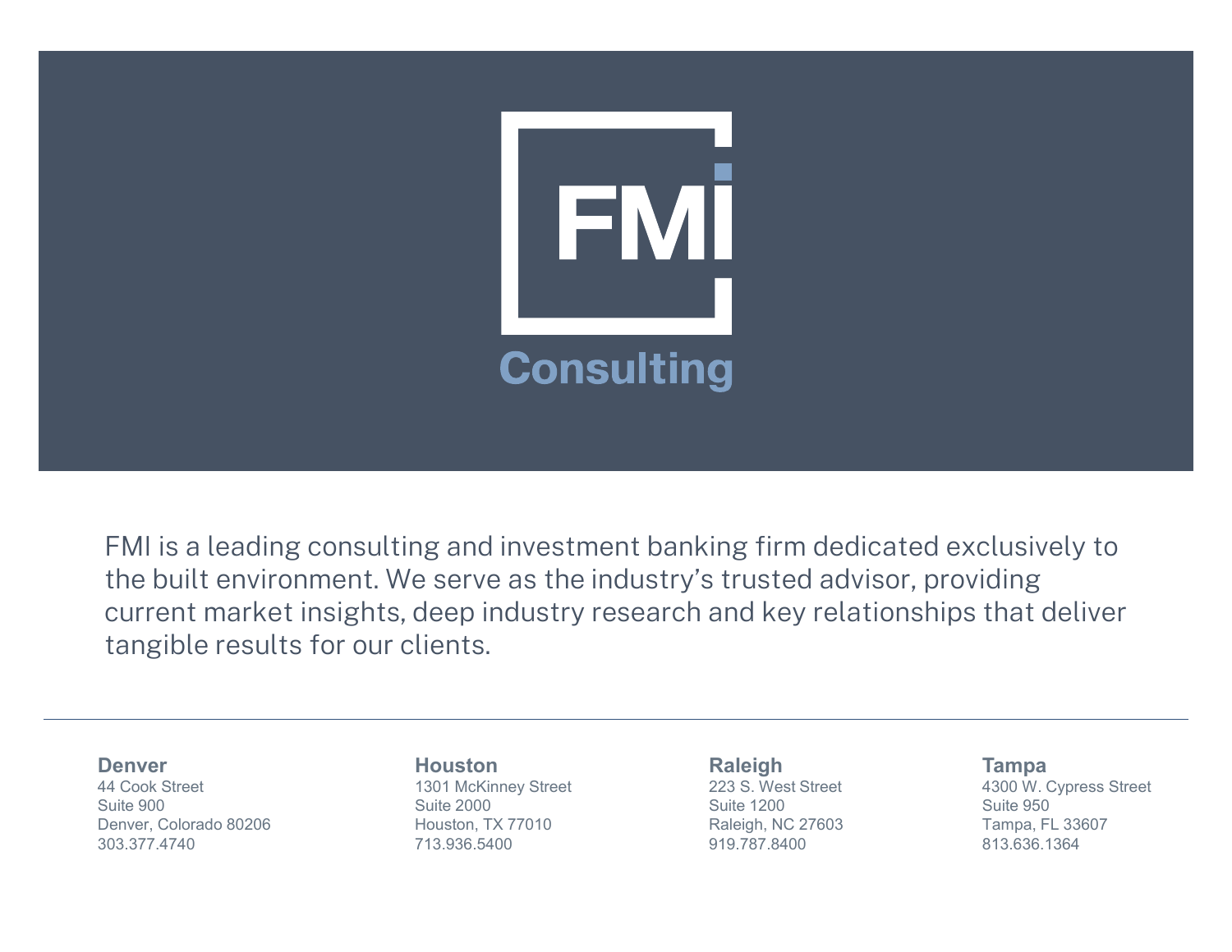# FMI Consulting

FMI is a leading consulting and investment banking firm dedicated exclusively to the built environment. We serve as the industry's trusted advisor, providing current market insights, deep industry research and key relationships that deliver tangible results for our clients.

---

**Denver**
44 Cook Street
Suite 900
Denver, Colorado 80206
303.377.4740

**Houston**
1301 McKinney Street
Suite 2000
Houston, TX 77010
713.936.5400

**Raleigh**
223 S. West Street
Suite 1200
Raleigh, NC 27603
919.787.8400

**Tampa**
4300 W. Cypress Street
Suite 950
Tampa, FL 33607
813.636.1364